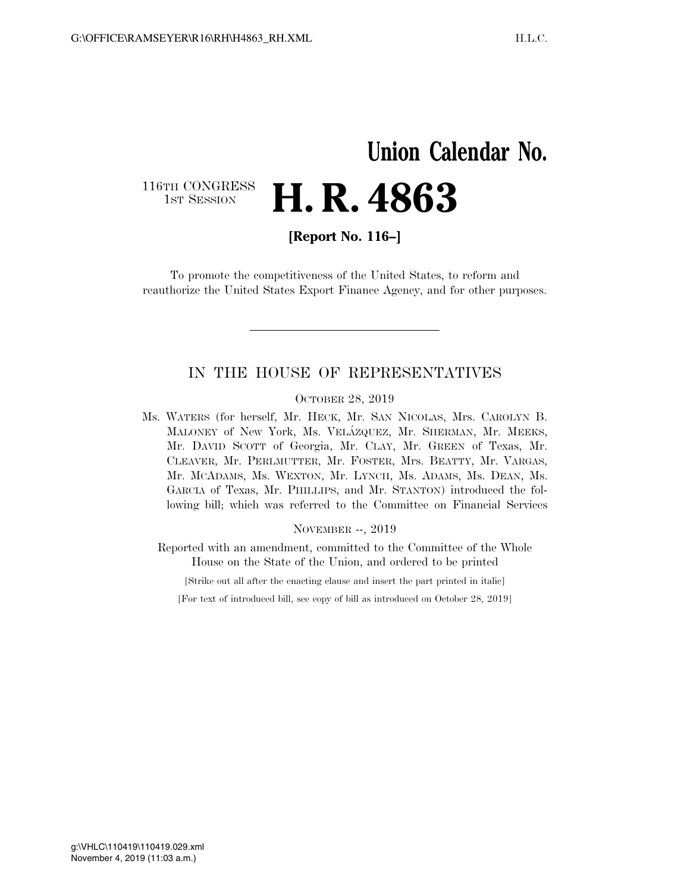# Union Calendar No.

116TH CONGRESS
1ST SESSION

# H. R. 4863

**[Report No. 116–]**

To promote the competitiveness of the United States, to reform and reauthorize the United States Export Finance Agency, and for other purposes.

---

## IN THE HOUSE OF REPRESENTATIVES

OCTOBER 28, 2019

Ms. WATERS (for herself, Mr. HECK, Mr. SAN NICOLAS, Mrs. CAROLYN B. MALONEY of New York, Ms. VELÁZQUEZ, Mr. SHERMAN, Mr. MEEKS, Mr. DAVID SCOTT of Georgia, Mr. CLAY, Mr. GREEN of Texas, Mr. CLEAVER, Mr. PERLMUTTER, Mr. FOSTER, Mrs. BEATTY, Mr. VARGAS, Mr. MCADAMS, Ms. WEXTON, Mr. LYNCH, Ms. ADAMS, Ms. DEAN, Ms. GARCIA of Texas, Mr. PHILLIPS, and Mr. STANTON) introduced the following bill; which was referred to the Committee on Financial Services

NOVEMBER --, 2019

Reported with an amendment, committed to the Committee of the Whole House on the State of the Union, and ordered to be printed

[Strike out all after the enacting clause and insert the part printed in italic]

[For text of introduced bill, see copy of bill as introduced on October 28, 2019]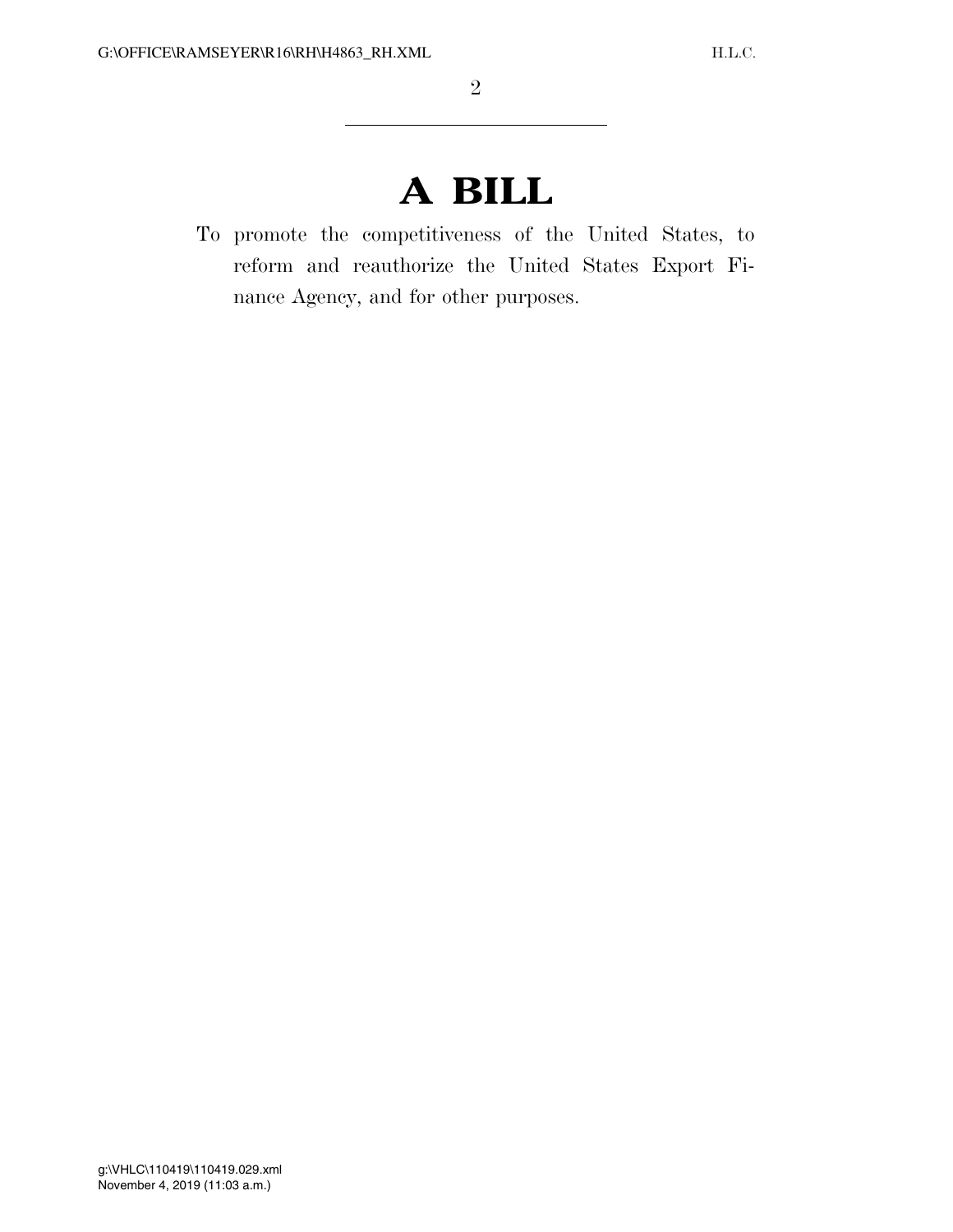# A BILL

To promote the competitiveness of the United States, to reform and reauthorize the United States Export Finance Agency, and for other purposes.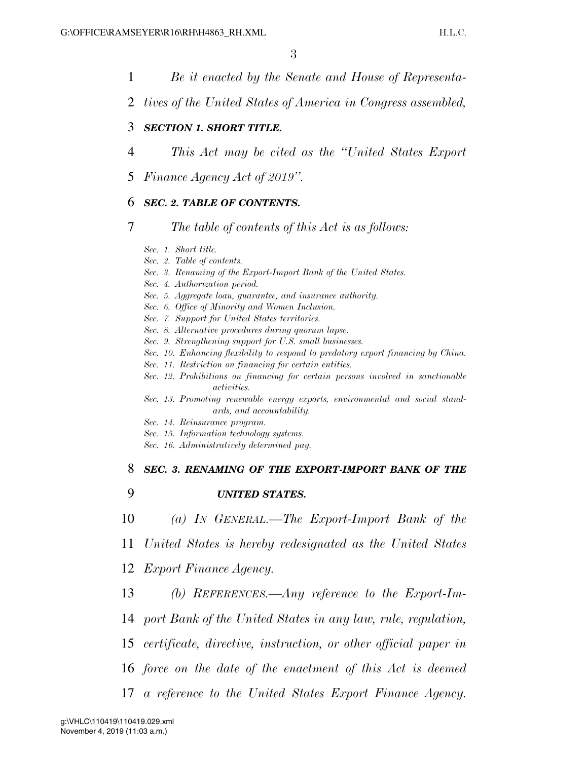*Be it enacted by the Senate and House of Representatives of the United States of America in Congress assembled,*

### ***SECTION 1. SHORT TITLE.***

*This Act may be cited as the "United States Export Finance Agency Act of 2019".*

### ***SEC. 2. TABLE OF CONTENTS.***

*The table of contents of this Act is as follows:*

*Sec. 1. Short title.*
*Sec. 2. Table of contents.*
*Sec. 3. Renaming of the Export-Import Bank of the United States.*
*Sec. 4. Authorization period.*
*Sec. 5. Aggregate loan, guarantee, and insurance authority.*
*Sec. 6. Office of Minority and Women Inclusion.*
*Sec. 7. Support for United States territories.*
*Sec. 8. Alternative procedures during quorum lapse.*
*Sec. 9. Strengthening support for U.S. small businesses.*
*Sec. 10. Enhancing flexibility to respond to predatory export financing by China.*
*Sec. 11. Restriction on financing for certain entities.*
*Sec. 12. Prohibitions on financing for certain persons involved in sanctionable activities.*
*Sec. 13. Promoting renewable energy exports, environmental and social standards, and accountability.*
*Sec. 14. Reinsurance program.*
*Sec. 15. Information technology systems.*
*Sec. 16. Administratively determined pay.*

### ***SEC. 3. RENAMING OF THE EXPORT-IMPORT BANK OF THE UNITED STATES.***

*(a) IN GENERAL.—The Export-Import Bank of the United States is hereby redesignated as the United States Export Finance Agency.*

*(b) REFERENCES.—Any reference to the Export-Import Bank of the United States in any law, rule, regulation, certificate, directive, instruction, or other official paper in force on the date of the enactment of this Act is deemed a reference to the United States Export Finance Agency.*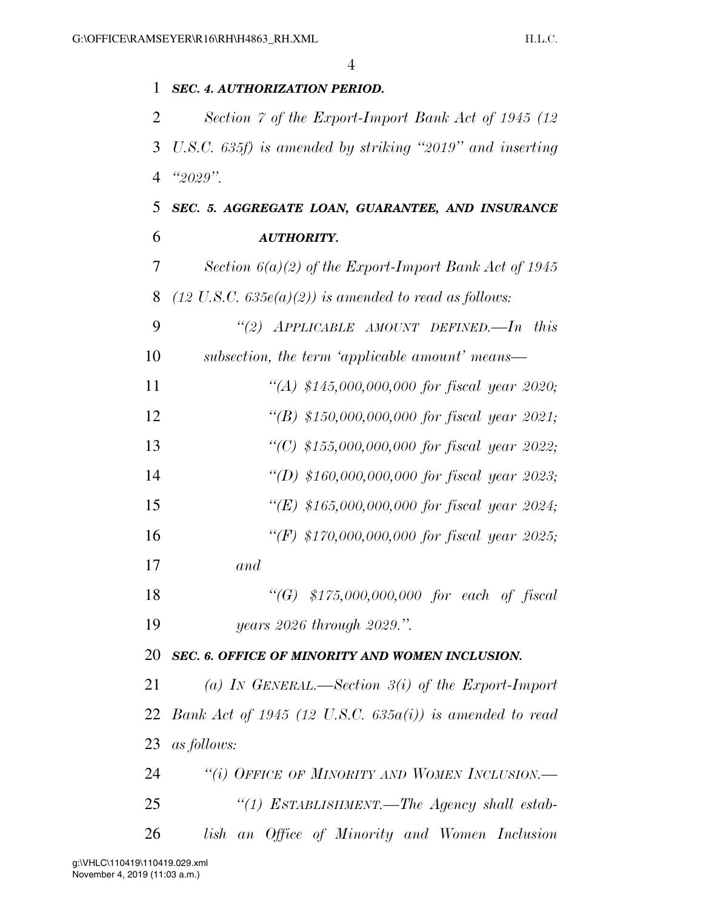***SEC. 4. AUTHORIZATION PERIOD.***

*Section 7 of the Export-Import Bank Act of 1945 (12 U.S.C. 635f) is amended by striking "2019" and inserting "2029".*

***SEC. 5. AGGREGATE LOAN, GUARANTEE, AND INSURANCE AUTHORITY.***

*Section 6(a)(2) of the Export-Import Bank Act of 1945 (12 U.S.C. 635e(a)(2)) is amended to read as follows:*

*"(2) APPLICABLE AMOUNT DEFINED.—In this subsection, the term 'applicable amount' means—*

*"(A) $145,000,000,000 for fiscal year 2020;*

*"(B) $150,000,000,000 for fiscal year 2021;*

*"(C) $155,000,000,000 for fiscal year 2022;*

*"(D) $160,000,000,000 for fiscal year 2023;*

*"(E) $165,000,000,000 for fiscal year 2024;*

*"(F) $170,000,000,000 for fiscal year 2025; and*

*"(G) $175,000,000,000 for each of fiscal years 2026 through 2029.".*

***SEC. 6. OFFICE OF MINORITY AND WOMEN INCLUSION.***

*(a) IN GENERAL.—Section 3(i) of the Export-Import Bank Act of 1945 (12 U.S.C. 635a(i)) is amended to read as follows:*

*"(i) OFFICE OF MINORITY AND WOMEN INCLUSION.—*

*"(1) ESTABLISHMENT.—The Agency shall establish an Office of Minority and Women Inclusion*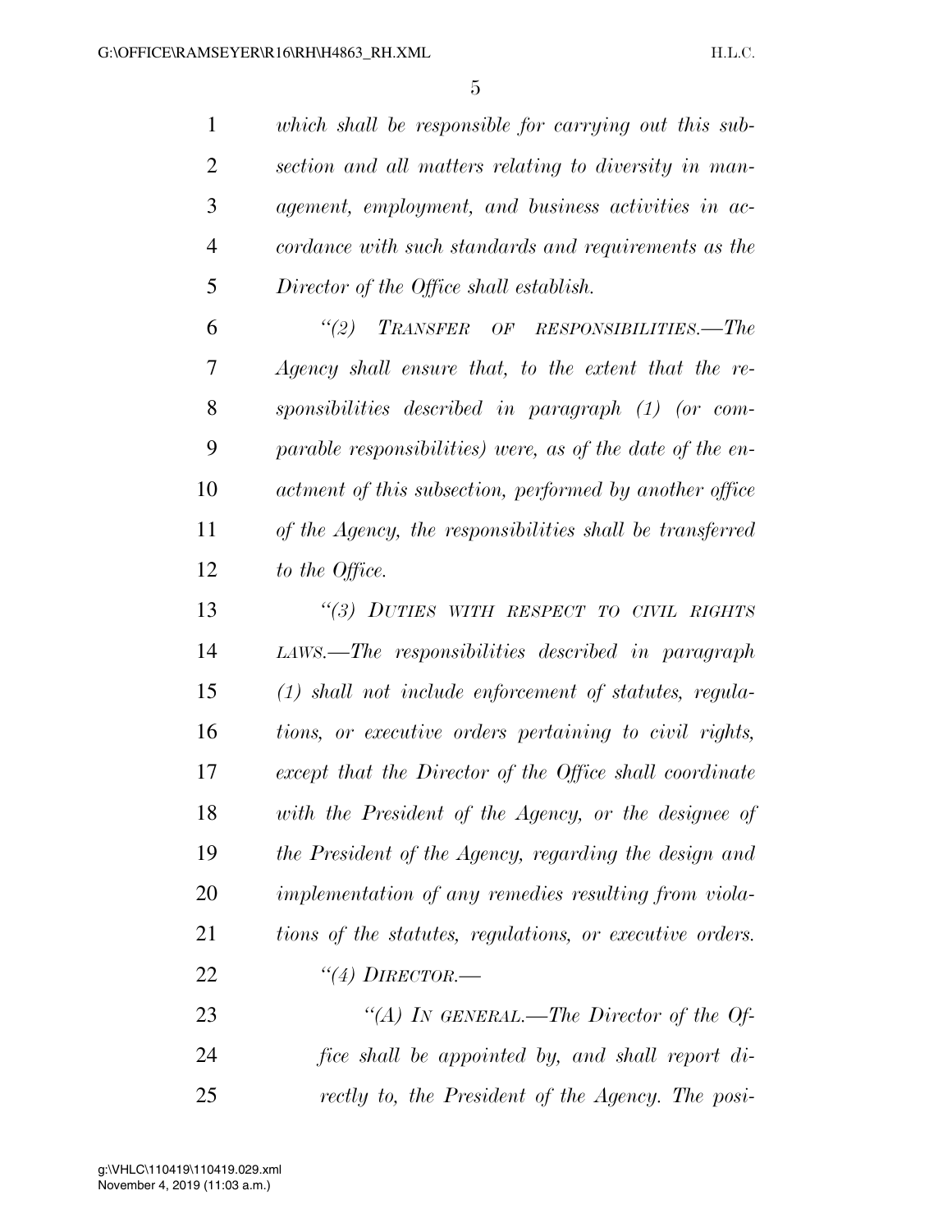*which shall be responsible for carrying out this subsection and all matters relating to diversity in management, employment, and business activities in accordance with such standards and requirements as the Director of the Office shall establish.*

*"(2) TRANSFER OF RESPONSIBILITIES.—The Agency shall ensure that, to the extent that the responsibilities described in paragraph (1) (or comparable responsibilities) were, as of the date of the enactment of this subsection, performed by another office of the Agency, the responsibilities shall be transferred to the Office.*

*"(3) DUTIES WITH RESPECT TO CIVIL RIGHTS LAWS.—The responsibilities described in paragraph (1) shall not include enforcement of statutes, regulations, or executive orders pertaining to civil rights, except that the Director of the Office shall coordinate with the President of the Agency, or the designee of the President of the Agency, regarding the design and implementation of any remedies resulting from violations of the statutes, regulations, or executive orders.*

*"(4) DIRECTOR.—*

*"(A) IN GENERAL.—The Director of the Office shall be appointed by, and shall report directly to, the President of the Agency. The posi-*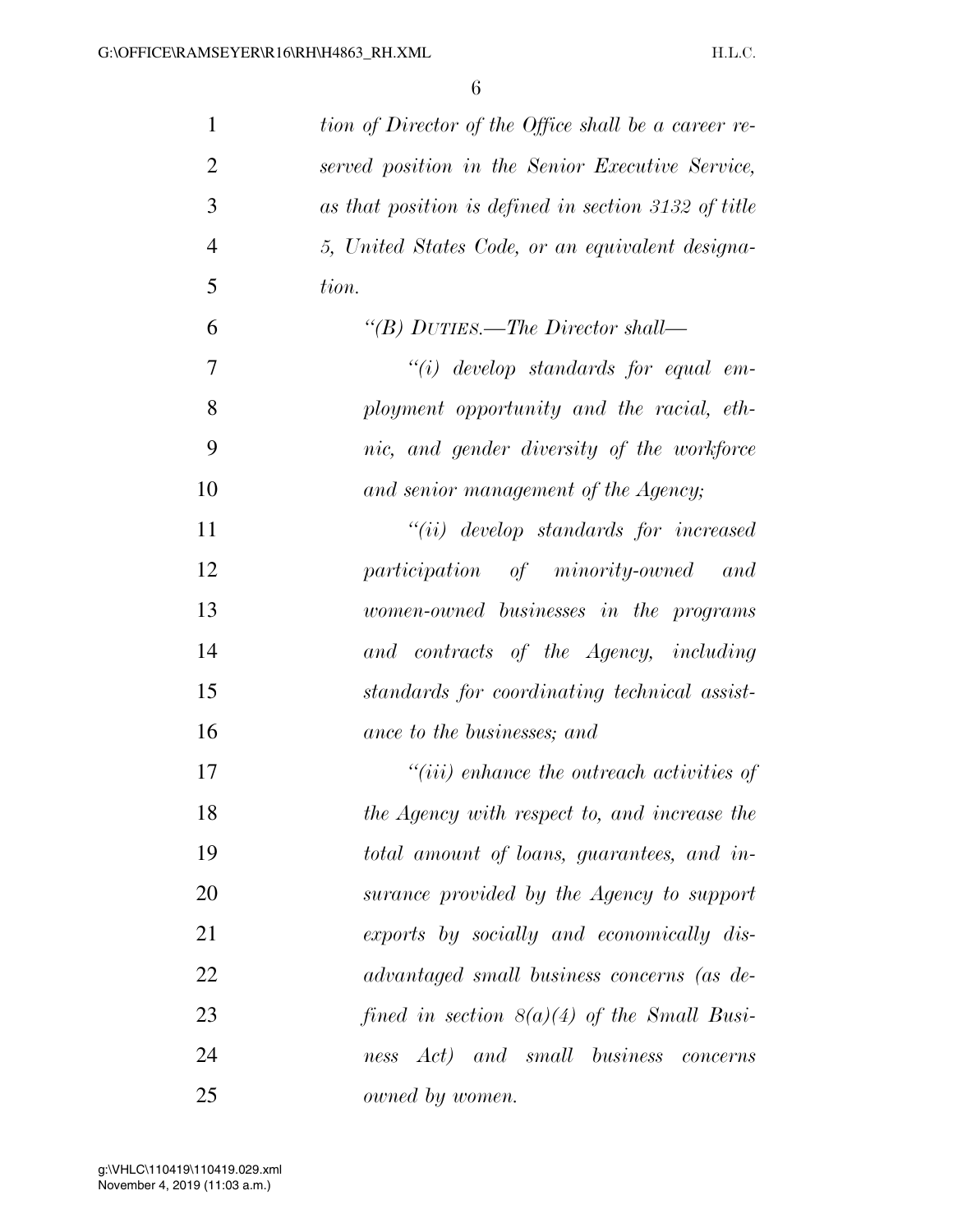*tion of Director of the Office shall be a career reserved position in the Senior Executive Service, as that position is defined in section 3132 of title 5, United States Code, or an equivalent designation.*

*"(B) DUTIES.—The Director shall—*

*"(i) develop standards for equal employment opportunity and the racial, ethnic, and gender diversity of the workforce and senior management of the Agency;*

*"(ii) develop standards for increased participation of minority-owned and women-owned businesses in the programs and contracts of the Agency, including standards for coordinating technical assistance to the businesses; and*

*"(iii) enhance the outreach activities of the Agency with respect to, and increase the total amount of loans, guarantees, and insurance provided by the Agency to support exports by socially and economically disadvantaged small business concerns (as defined in section 8(a)(4) of the Small Business Act) and small business concerns owned by women.*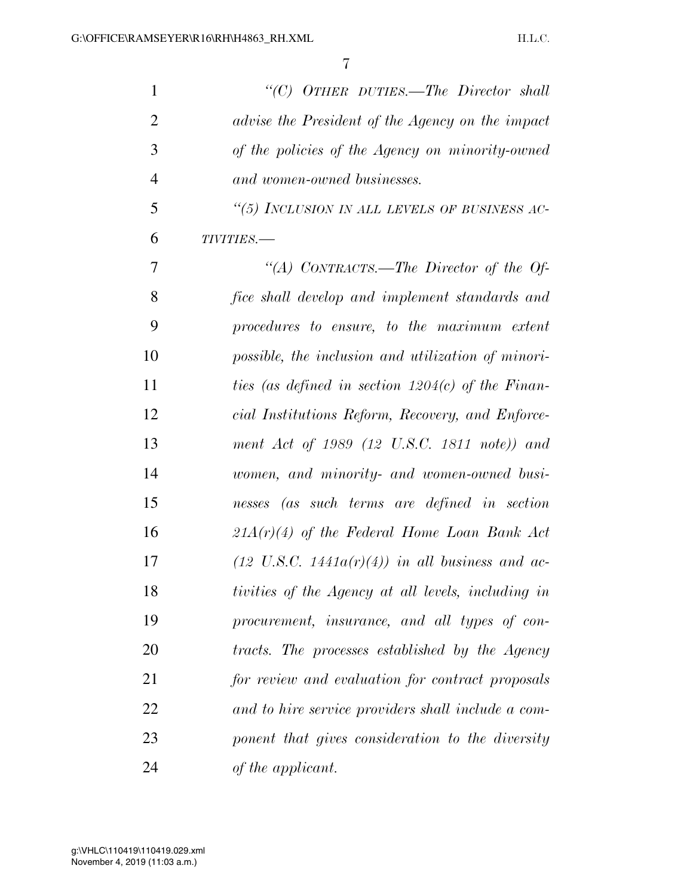*"(C) OTHER DUTIES.—The Director shall advise the President of the Agency on the impact of the policies of the Agency on minority-owned and women-owned businesses.*

*"(5) INCLUSION IN ALL LEVELS OF BUSINESS ACTIVITIES.—*

*"(A) CONTRACTS.—The Director of the Office shall develop and implement standards and procedures to ensure, to the maximum extent possible, the inclusion and utilization of minorities (as defined in section 1204(c) of the Financial Institutions Reform, Recovery, and Enforcement Act of 1989 (12 U.S.C. 1811 note)) and women, and minority- and women-owned businesses (as such terms are defined in section 21A(r)(4) of the Federal Home Loan Bank Act (12 U.S.C. 1441a(r)(4)) in all business and activities of the Agency at all levels, including in procurement, insurance, and all types of contracts. The processes established by the Agency for review and evaluation for contract proposals and to hire service providers shall include a component that gives consideration to the diversity of the applicant.*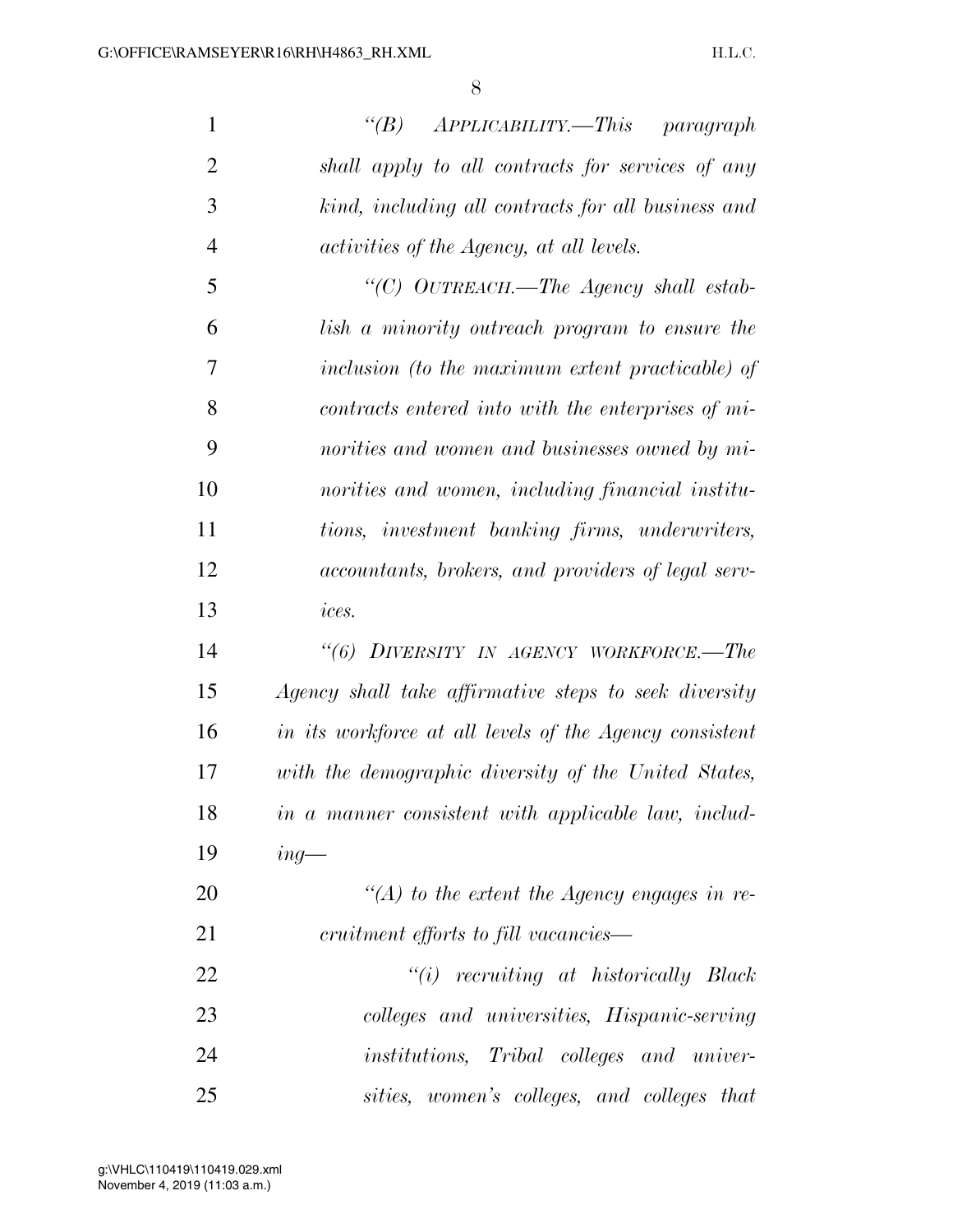*"(B) APPLICABILITY.—This paragraph shall apply to all contracts for services of any kind, including all contracts for all business and activities of the Agency, at all levels.*

*"(C) OUTREACH.—The Agency shall establish a minority outreach program to ensure the inclusion (to the maximum extent practicable) of contracts entered into with the enterprises of minorities and women and businesses owned by minorities and women, including financial institutions, investment banking firms, underwriters, accountants, brokers, and providers of legal services.*

*"(6) DIVERSITY IN AGENCY WORKFORCE.—The Agency shall take affirmative steps to seek diversity in its workforce at all levels of the Agency consistent with the demographic diversity of the United States, in a manner consistent with applicable law, including—*

*"(A) to the extent the Agency engages in recruitment efforts to fill vacancies—*

*"(i) recruiting at historically Black colleges and universities, Hispanic-serving institutions, Tribal colleges and universities, women's colleges, and colleges that*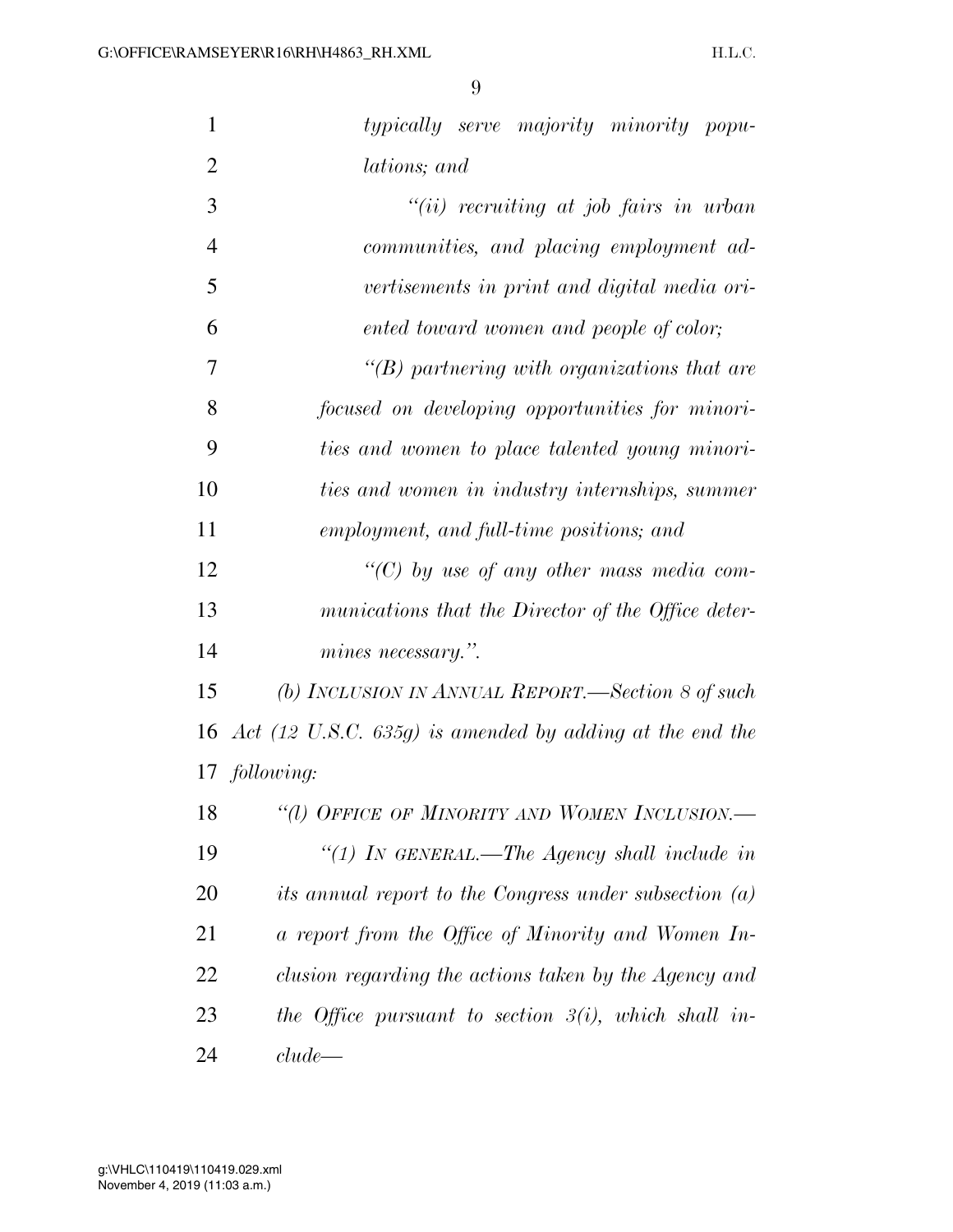*typically serve majority minority populations; and*

*"(ii) recruiting at job fairs in urban communities, and placing employment advertisements in print and digital media oriented toward women and people of color;*

*"(B) partnering with organizations that are focused on developing opportunities for minorities and women to place talented young minorities and women in industry internships, summer employment, and full-time positions; and*

*"(C) by use of any other mass media communications that the Director of the Office determines necessary.".*

*(b) INCLUSION IN ANNUAL REPORT.—Section 8 of such Act (12 U.S.C. 635g) is amended by adding at the end the following:*

*"(l) OFFICE OF MINORITY AND WOMEN INCLUSION.—*

*"(1) IN GENERAL.—The Agency shall include in its annual report to the Congress under subsection (a) a report from the Office of Minority and Women Inclusion regarding the actions taken by the Agency and the Office pursuant to section 3(i), which shall include—*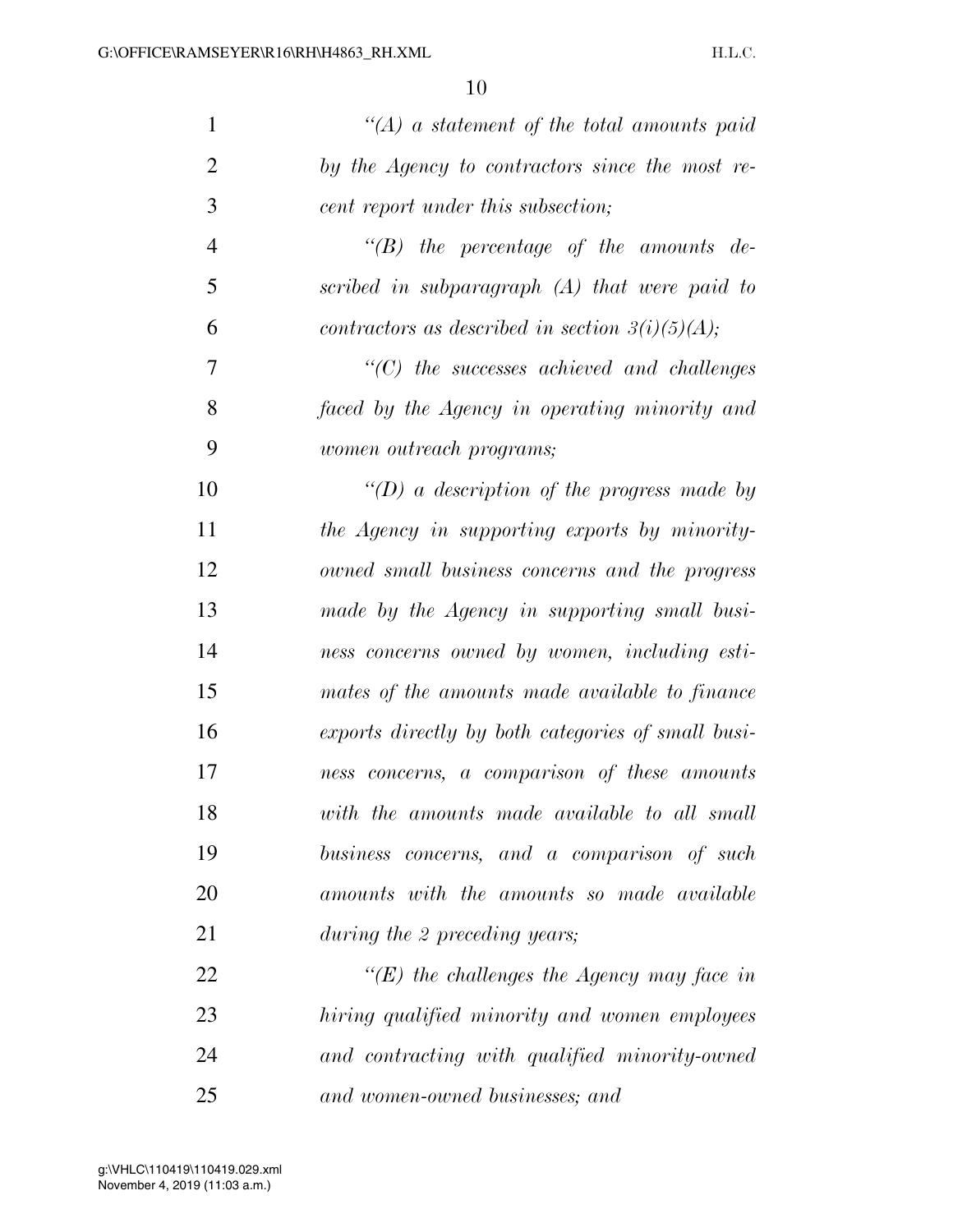*"(A) a statement of the total amounts paid by the Agency to contractors since the most recent report under this subsection;*

*"(B) the percentage of the amounts described in subparagraph (A) that were paid to contractors as described in section 3(i)(5)(A);*

*"(C) the successes achieved and challenges faced by the Agency in operating minority and women outreach programs;*

*"(D) a description of the progress made by the Agency in supporting exports by minority-owned small business concerns and the progress made by the Agency in supporting small business concerns owned by women, including estimates of the amounts made available to finance exports directly by both categories of small business concerns, a comparison of these amounts with the amounts made available to all small business concerns, and a comparison of such amounts with the amounts so made available during the 2 preceding years;*

*"(E) the challenges the Agency may face in hiring qualified minority and women employees and contracting with qualified minority-owned and women-owned businesses; and*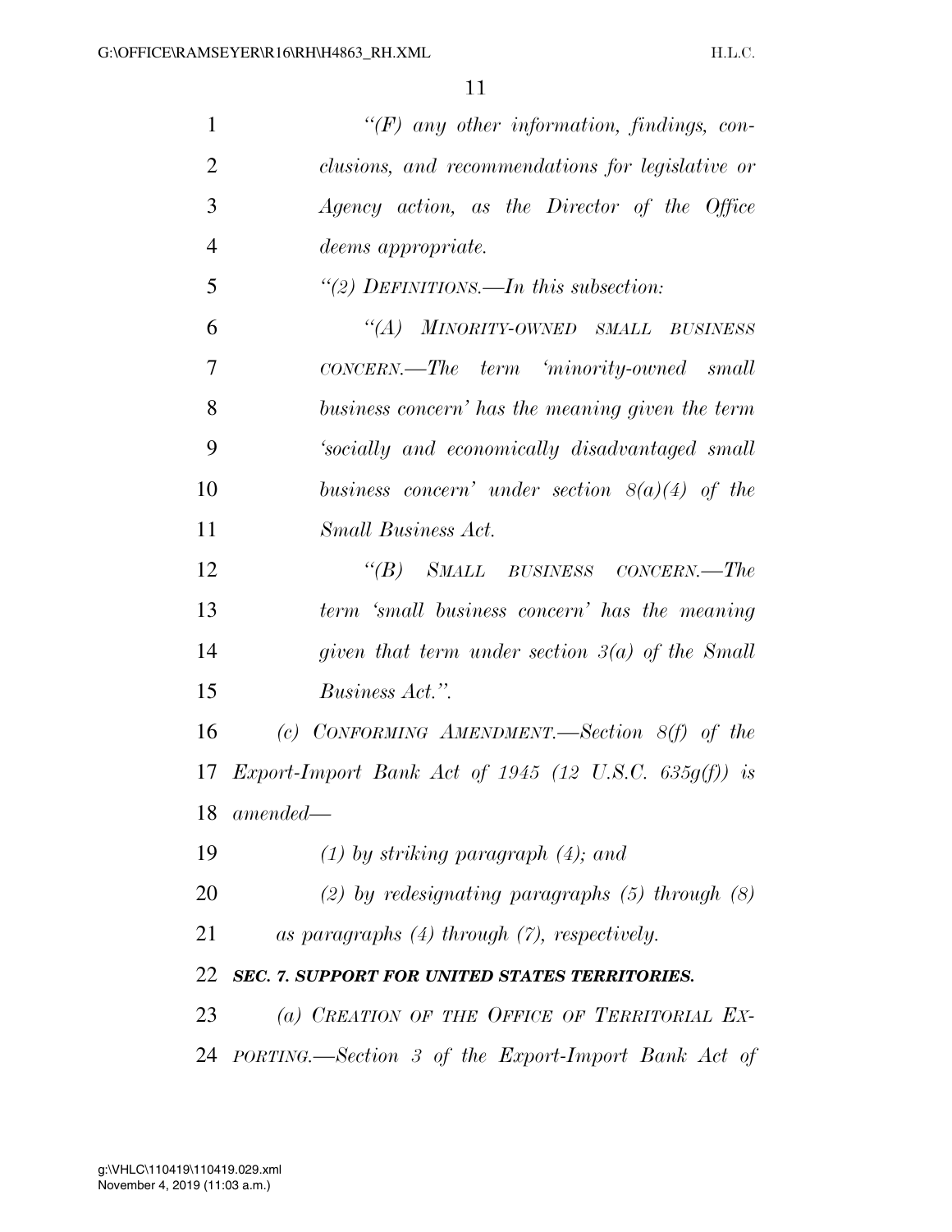*"(F) any other information, findings, conclusions, and recommendations for legislative or Agency action, as the Director of the Office deems appropriate.*

*"(2) DEFINITIONS.—In this subsection:*

*"(A) MINORITY-OWNED SMALL BUSINESS CONCERN.—The term 'minority-owned small business concern' has the meaning given the term 'socially and economically disadvantaged small business concern' under section 8(a)(4) of the Small Business Act.*

*"(B) SMALL BUSINESS CONCERN.—The term 'small business concern' has the meaning given that term under section 3(a) of the Small Business Act.".*

*(c) CONFORMING AMENDMENT.—Section 8(f) of the Export-Import Bank Act of 1945 (12 U.S.C. 635g(f)) is amended—*

*(1) by striking paragraph (4); and*

*(2) by redesignating paragraphs (5) through (8) as paragraphs (4) through (7), respectively.*

***SEC. 7. SUPPORT FOR UNITED STATES TERRITORIES.***

*(a) CREATION OF THE OFFICE OF TERRITORIAL EXPORTING.—Section 3 of the Export-Import Bank Act of*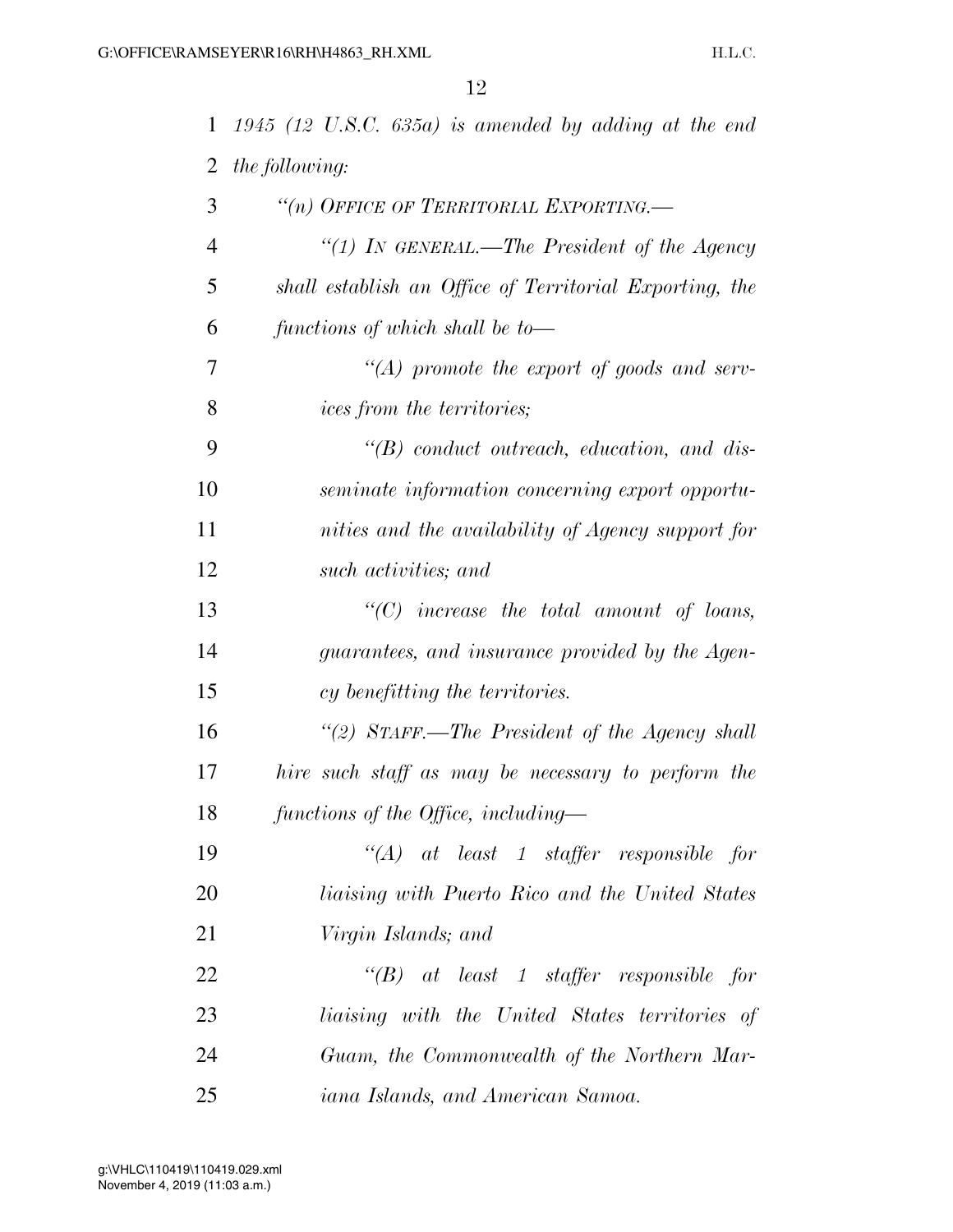*1945 (12 U.S.C. 635a) is amended by adding at the end the following:*

*"(n) OFFICE OF TERRITORIAL EXPORTING.—*

*"(1) IN GENERAL.—The President of the Agency shall establish an Office of Territorial Exporting, the functions of which shall be to—*

*"(A) promote the export of goods and services from the territories;*

*"(B) conduct outreach, education, and disseminate information concerning export opportunities and the availability of Agency support for such activities; and*

*"(C) increase the total amount of loans, guarantees, and insurance provided by the Agency benefitting the territories.*

*"(2) STAFF.—The President of the Agency shall hire such staff as may be necessary to perform the functions of the Office, including—*

*"(A) at least 1 staffer responsible for liaising with Puerto Rico and the United States Virgin Islands; and*

*"(B) at least 1 staffer responsible for liaising with the United States territories of Guam, the Commonwealth of the Northern Mariana Islands, and American Samoa.*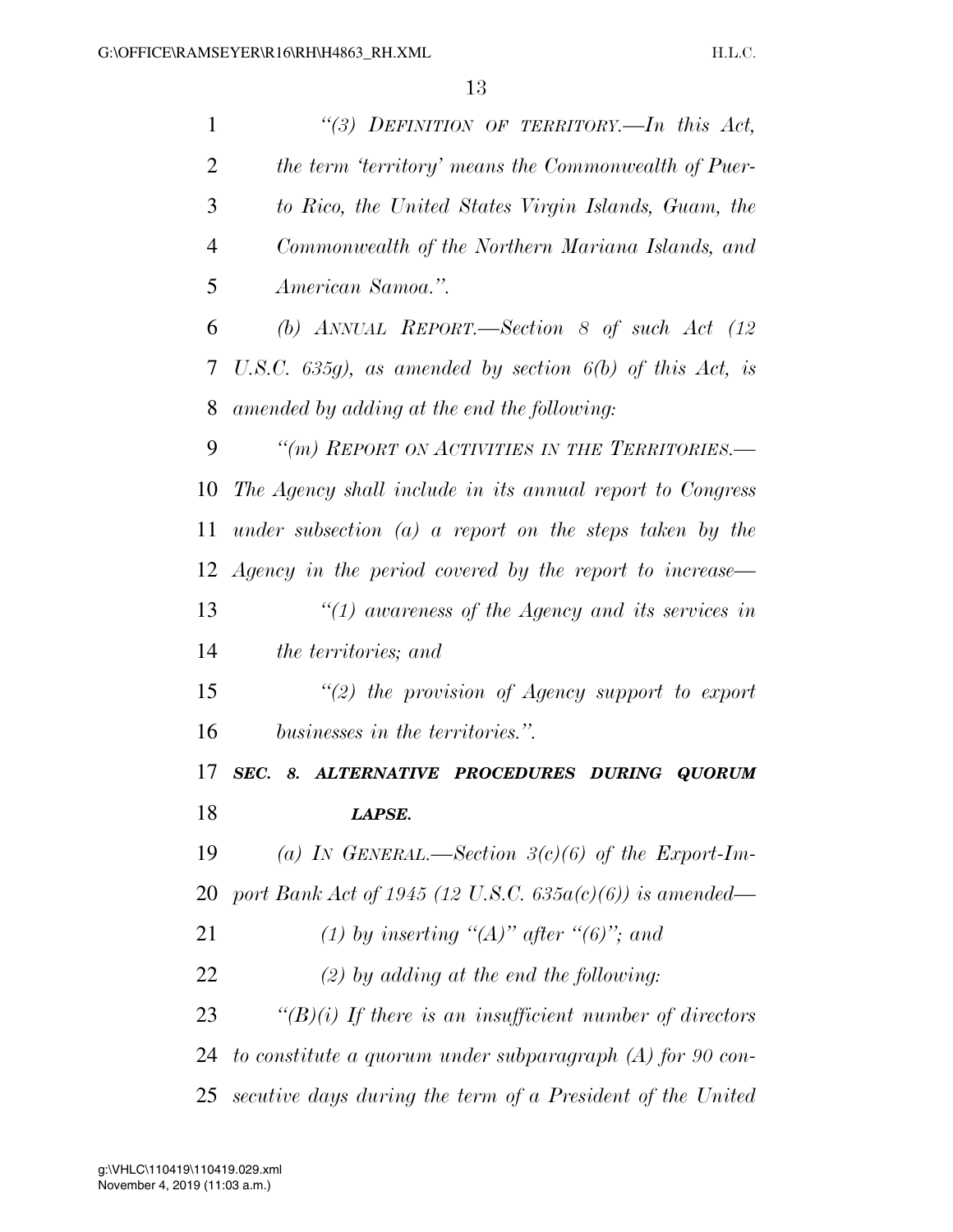*"(3) DEFINITION OF TERRITORY.—In this Act, the term 'territory' means the Commonwealth of Puerto Rico, the United States Virgin Islands, Guam, the Commonwealth of the Northern Mariana Islands, and American Samoa.".*

*(b) ANNUAL REPORT.—Section 8 of such Act (12 U.S.C. 635g), as amended by section 6(b) of this Act, is amended by adding at the end the following:*

*"(m) REPORT ON ACTIVITIES IN THE TERRITORIES.—The Agency shall include in its annual report to Congress under subsection (a) a report on the steps taken by the Agency in the period covered by the report to increase—*

*"(1) awareness of the Agency and its services in the territories; and*

*"(2) the provision of Agency support to export businesses in the territories.".*

***SEC. 8. ALTERNATIVE PROCEDURES DURING QUORUM LAPSE.***

*(a) IN GENERAL.—Section 3(c)(6) of the Export-Import Bank Act of 1945 (12 U.S.C. 635a(c)(6)) is amended—*

*(1) by inserting "(A)" after "(6)"; and*

*(2) by adding at the end the following:*

*"(B)(i) If there is an insufficient number of directors to constitute a quorum under subparagraph (A) for 90 consecutive days during the term of a President of the United*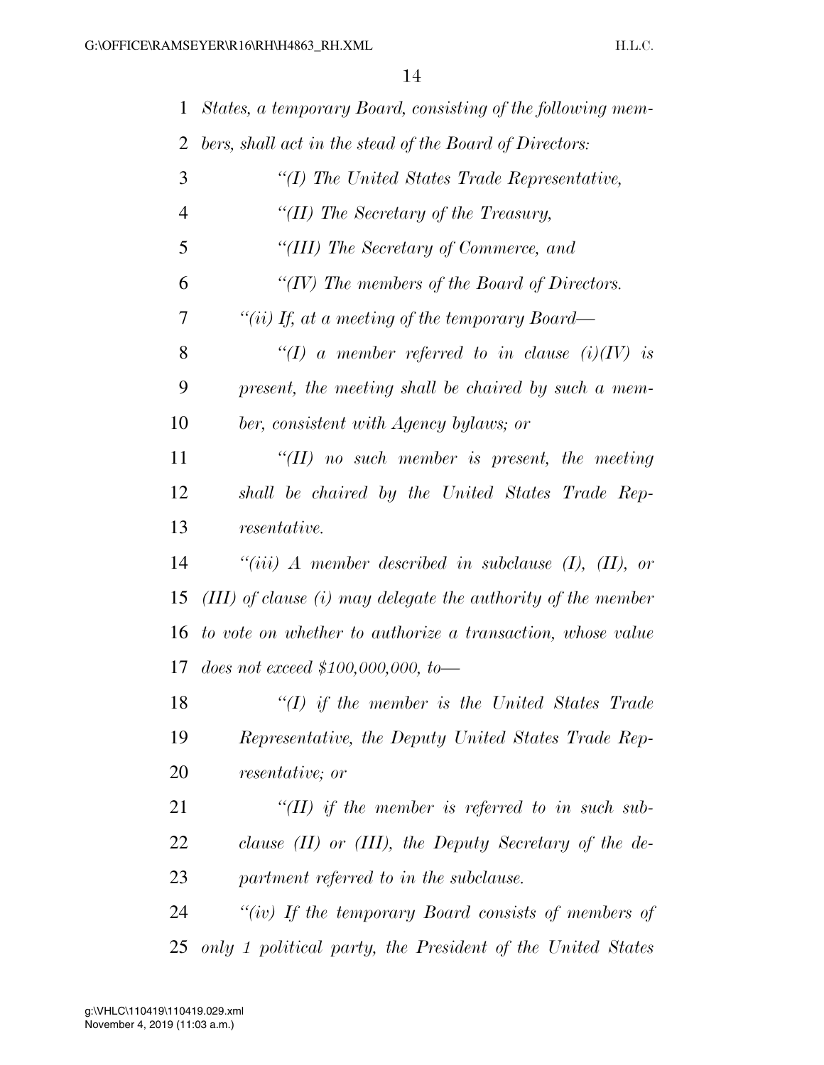*States, a temporary Board, consisting of the following members, shall act in the stead of the Board of Directors:*

*"(I) The United States Trade Representative,*

*"(II) The Secretary of the Treasury,*

*"(III) The Secretary of Commerce, and*

*"(IV) The members of the Board of Directors.*

*"(ii) If, at a meeting of the temporary Board—*

*"(I) a member referred to in clause (i)(IV) is present, the meeting shall be chaired by such a member, consistent with Agency bylaws; or*

*"(II) no such member is present, the meeting shall be chaired by the United States Trade Representative.*

*"(iii) A member described in subclause (I), (II), or (III) of clause (i) may delegate the authority of the member to vote on whether to authorize a transaction, whose value does not exceed $100,000,000, to—*

*"(I) if the member is the United States Trade Representative, the Deputy United States Trade Representative; or*

*"(II) if the member is referred to in such subclause (II) or (III), the Deputy Secretary of the department referred to in the subclause.*

*"(iv) If the temporary Board consists of members of only 1 political party, the President of the United States*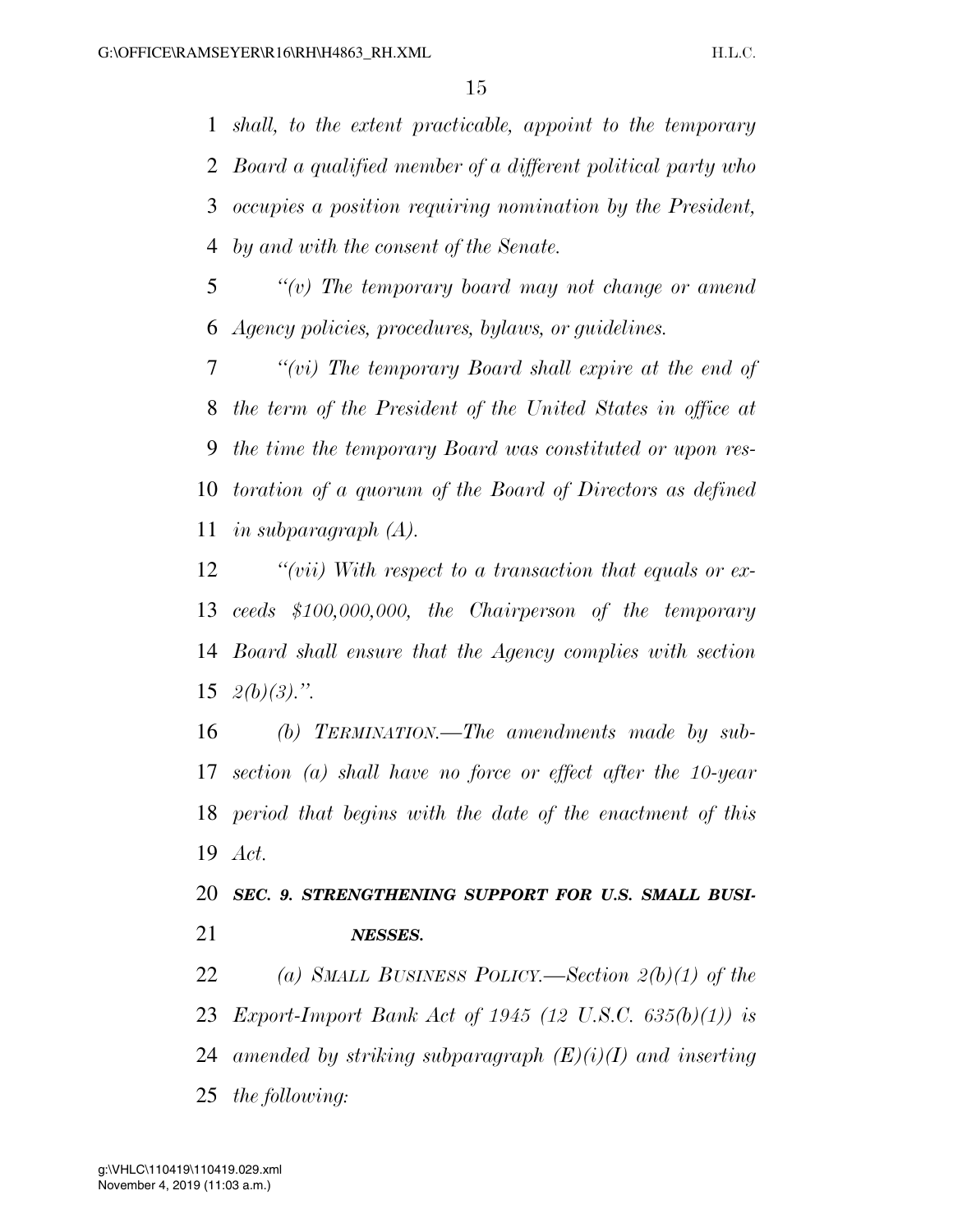*shall, to the extent practicable, appoint to the temporary Board a qualified member of a different political party who occupies a position requiring nomination by the President, by and with the consent of the Senate.*

*"(v) The temporary board may not change or amend Agency policies, procedures, bylaws, or guidelines.*

*"(vi) The temporary Board shall expire at the end of the term of the President of the United States in office at the time the temporary Board was constituted or upon restoration of a quorum of the Board of Directors as defined in subparagraph (A).*

*"(vii) With respect to a transaction that equals or exceeds $100,000,000, the Chairperson of the temporary Board shall ensure that the Agency complies with section 2(b)(3).".*

*(b) TERMINATION.—The amendments made by subsection (a) shall have no force or effect after the 10-year period that begins with the date of the enactment of this Act.*

***SEC. 9. STRENGTHENING SUPPORT FOR U.S. SMALL BUSINESSES.***

*(a) SMALL BUSINESS POLICY.—Section 2(b)(1) of the Export-Import Bank Act of 1945 (12 U.S.C. 635(b)(1)) is amended by striking subparagraph (E)(i)(I) and inserting the following:*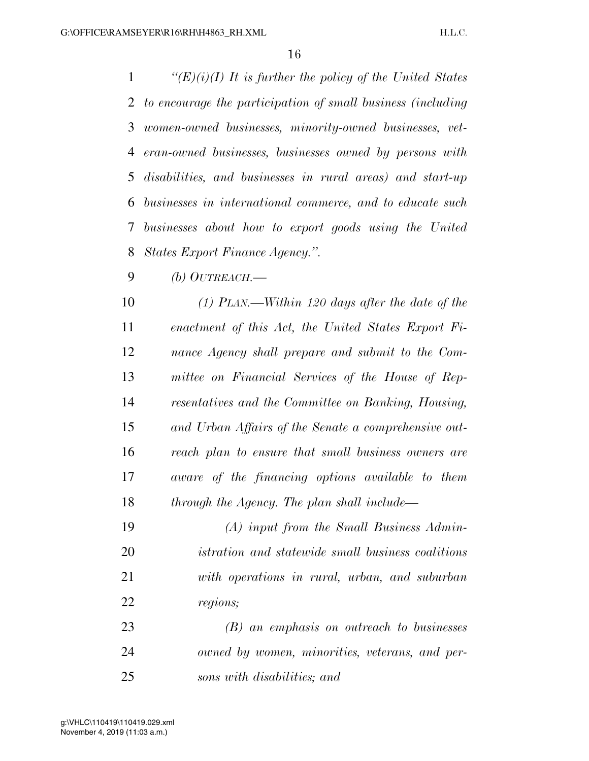*"(E)(i)(I) It is further the policy of the United States to encourage the participation of small business (including women-owned businesses, minority-owned businesses, veteran-owned businesses, businesses owned by persons with disabilities, and businesses in rural areas) and start-up businesses in international commerce, and to educate such businesses about how to export goods using the United States Export Finance Agency.".*

*(b) OUTREACH.—*

*(1) PLAN.—Within 120 days after the date of the enactment of this Act, the United States Export Finance Agency shall prepare and submit to the Committee on Financial Services of the House of Representatives and the Committee on Banking, Housing, and Urban Affairs of the Senate a comprehensive outreach plan to ensure that small business owners are aware of the financing options available to them through the Agency. The plan shall include—*

*(A) input from the Small Business Administration and statewide small business coalitions with operations in rural, urban, and suburban regions;*

*(B) an emphasis on outreach to businesses owned by women, minorities, veterans, and persons with disabilities; and*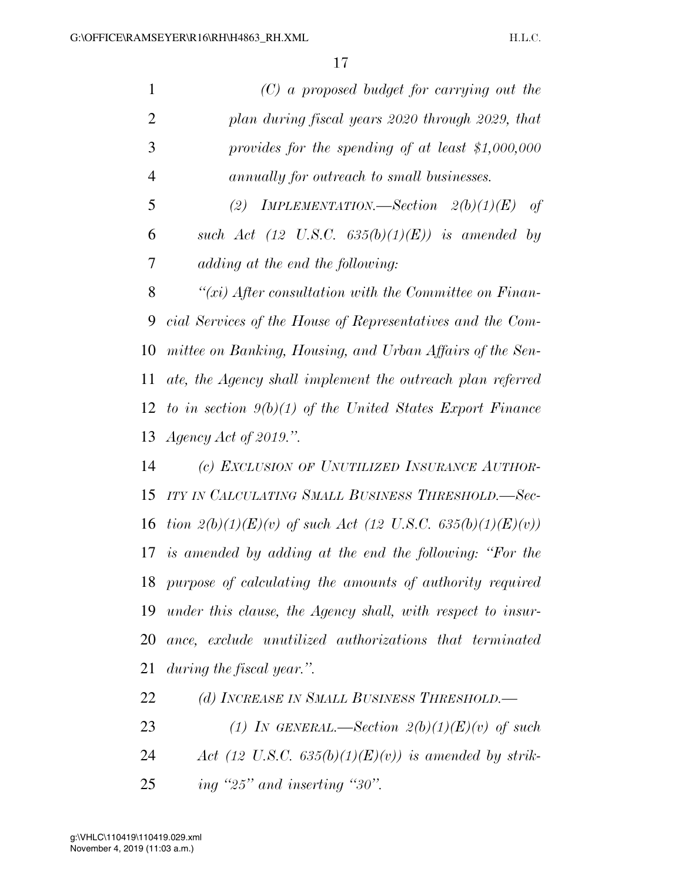*(C) a proposed budget for carrying out the plan during fiscal years 2020 through 2029, that provides for the spending of at least $1,000,000 annually for outreach to small businesses.*

*(2) IMPLEMENTATION.—Section 2(b)(1)(E) of such Act (12 U.S.C. 635(b)(1)(E)) is amended by adding at the end the following:*

*"(xi) After consultation with the Committee on Financial Services of the House of Representatives and the Committee on Banking, Housing, and Urban Affairs of the Senate, the Agency shall implement the outreach plan referred to in section 9(b)(1) of the United States Export Finance Agency Act of 2019.".*

*(c) EXCLUSION OF UNUTILIZED INSURANCE AUTHORITY IN CALCULATING SMALL BUSINESS THRESHOLD.—Section 2(b)(1)(E)(v) of such Act (12 U.S.C. 635(b)(1)(E)(v)) is amended by adding at the end the following: "For the purpose of calculating the amounts of authority required under this clause, the Agency shall, with respect to insurance, exclude unutilized authorizations that terminated during the fiscal year.".*

*(d) INCREASE IN SMALL BUSINESS THRESHOLD.—*

*(1) IN GENERAL.—Section 2(b)(1)(E)(v) of such Act (12 U.S.C. 635(b)(1)(E)(v)) is amended by striking "25" and inserting "30".*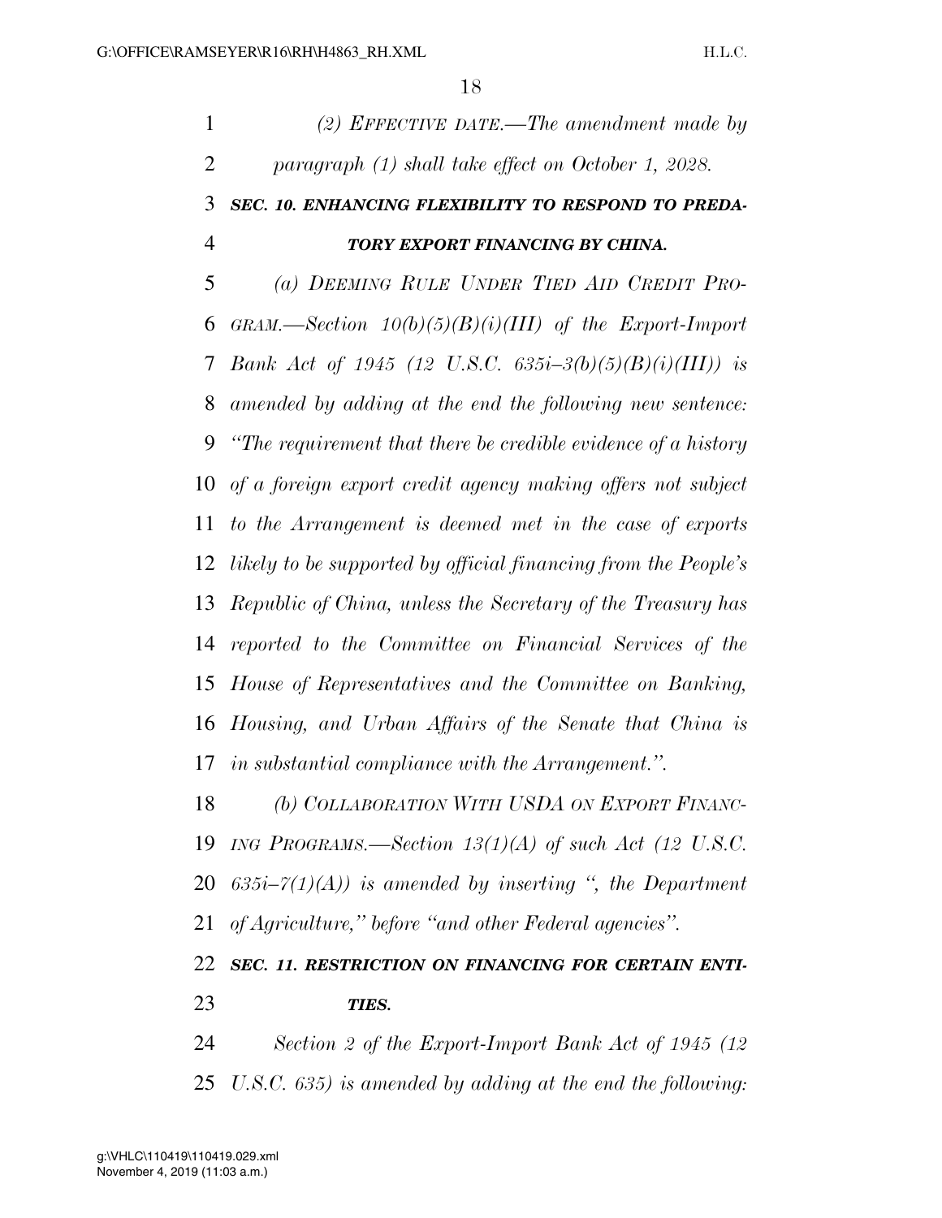*(2) EFFECTIVE DATE.—The amendment made by paragraph (1) shall take effect on October 1, 2028.*

### ***SEC. 10. ENHANCING FLEXIBILITY TO RESPOND TO PREDATORY EXPORT FINANCING BY CHINA.***

*(a) DEEMING RULE UNDER TIED AID CREDIT PROGRAM.—Section 10(b)(5)(B)(i)(III) of the Export-Import Bank Act of 1945 (12 U.S.C. 635i–3(b)(5)(B)(i)(III)) is amended by adding at the end the following new sentence: "The requirement that there be credible evidence of a history of a foreign export credit agency making offers not subject to the Arrangement is deemed met in the case of exports likely to be supported by official financing from the People's Republic of China, unless the Secretary of the Treasury has reported to the Committee on Financial Services of the House of Representatives and the Committee on Banking, Housing, and Urban Affairs of the Senate that China is in substantial compliance with the Arrangement.".*

*(b) COLLABORATION WITH USDA ON EXPORT FINANCING PROGRAMS.—Section 13(1)(A) of such Act (12 U.S.C. 635i–7(1)(A)) is amended by inserting ", the Department of Agriculture," before "and other Federal agencies".*

### ***SEC. 11. RESTRICTION ON FINANCING FOR CERTAIN ENTITIES.***

*Section 2 of the Export-Import Bank Act of 1945 (12 U.S.C. 635) is amended by adding at the end the following:*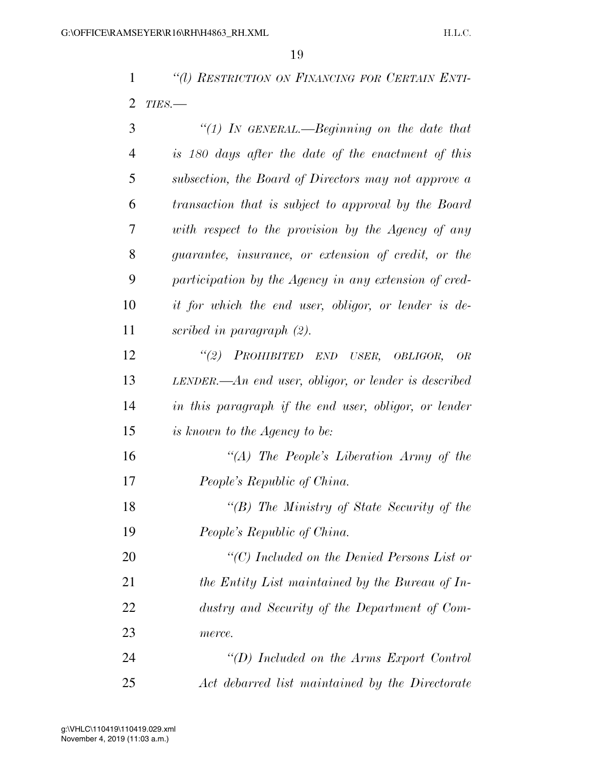*"(l) RESTRICTION ON FINANCING FOR CERTAIN ENTITIES.—*

*"(1) IN GENERAL.—Beginning on the date that is 180 days after the date of the enactment of this subsection, the Board of Directors may not approve a transaction that is subject to approval by the Board with respect to the provision by the Agency of any guarantee, insurance, or extension of credit, or the participation by the Agency in any extension of credit for which the end user, obligor, or lender is described in paragraph (2).*

*"(2) PROHIBITED END USER, OBLIGOR, OR LENDER.—An end user, obligor, or lender is described in this paragraph if the end user, obligor, or lender is known to the Agency to be:*

*"(A) The People's Liberation Army of the People's Republic of China.*

*"(B) The Ministry of State Security of the People's Republic of China.*

*"(C) Included on the Denied Persons List or the Entity List maintained by the Bureau of Industry and Security of the Department of Commerce.*

*"(D) Included on the Arms Export Control Act debarred list maintained by the Directorate*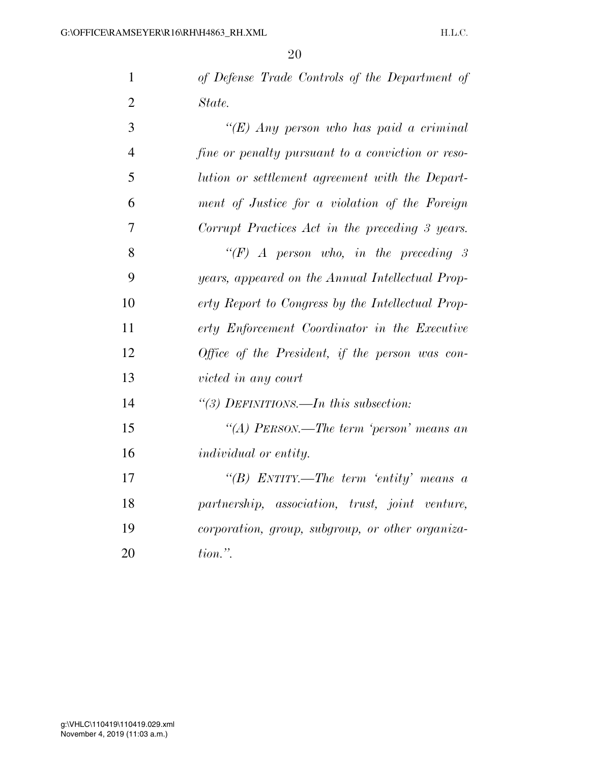*of Defense Trade Controls of the Department of State.*

*"(E) Any person who has paid a criminal fine or penalty pursuant to a conviction or resolution or settlement agreement with the Department of Justice for a violation of the Foreign Corrupt Practices Act in the preceding 3 years.*

*"(F) A person who, in the preceding 3 years, appeared on the Annual Intellectual Property Report to Congress by the Intellectual Property Enforcement Coordinator in the Executive Office of the President, if the person was convicted in any court*

*"(3) DEFINITIONS.—In this subsection:*

*"(A) PERSON.—The term 'person' means an individual or entity.*

*"(B) ENTITY.—The term 'entity' means a partnership, association, trust, joint venture, corporation, group, subgroup, or other organization.".*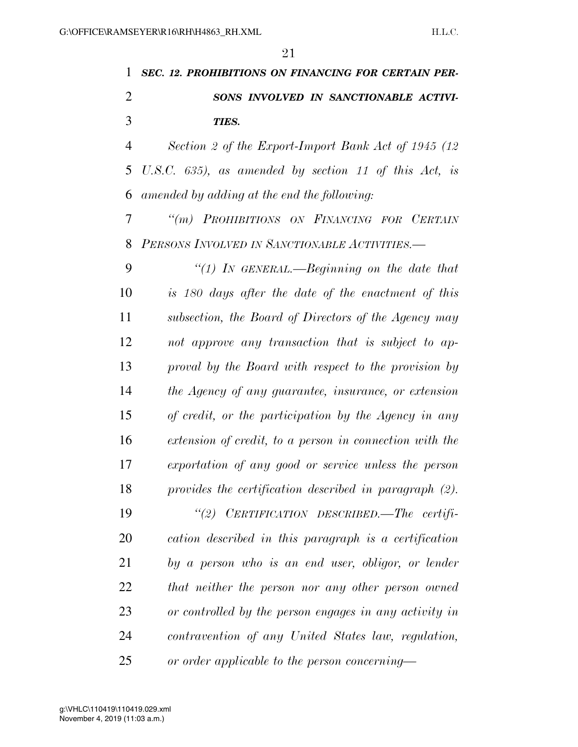***SEC. 12. PROHIBITIONS ON FINANCING FOR CERTAIN PERSONS INVOLVED IN SANCTIONABLE ACTIVITIES.***

*Section 2 of the Export-Import Bank Act of 1945 (12 U.S.C. 635), as amended by section 11 of this Act, is amended by adding at the end the following:*

*"(m) PROHIBITIONS ON FINANCING FOR CERTAIN PERSONS INVOLVED IN SANCTIONABLE ACTIVITIES.—*

*"(1) IN GENERAL.—Beginning on the date that is 180 days after the date of the enactment of this subsection, the Board of Directors of the Agency may not approve any transaction that is subject to approval by the Board with respect to the provision by the Agency of any guarantee, insurance, or extension of credit, or the participation by the Agency in any extension of credit, to a person in connection with the exportation of any good or service unless the person provides the certification described in paragraph (2).*

*"(2) CERTIFICATION DESCRIBED.—The certification described in this paragraph is a certification by a person who is an end user, obligor, or lender that neither the person nor any other person owned or controlled by the person engages in any activity in contravention of any United States law, regulation, or order applicable to the person concerning—*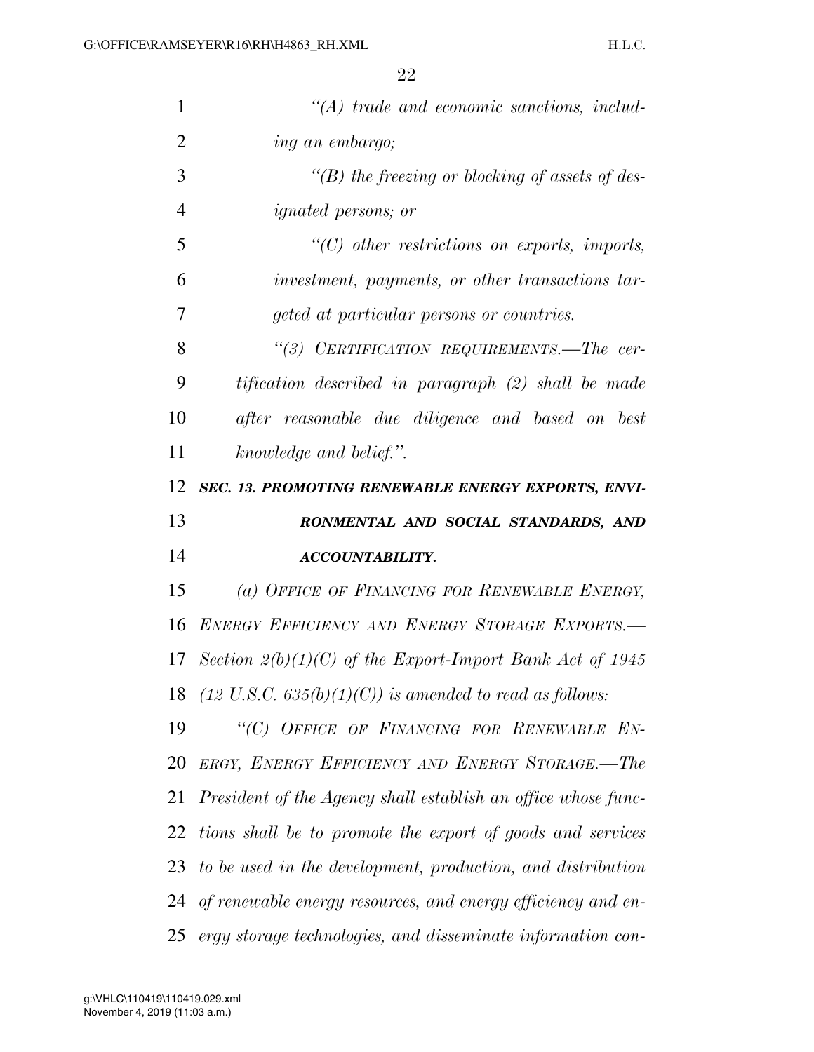*"(A) trade and economic sanctions, including an embargo;*

*"(B) the freezing or blocking of assets of designated persons; or*

*"(C) other restrictions on exports, imports, investment, payments, or other transactions targeted at particular persons or countries.*

*"(3) CERTIFICATION REQUIREMENTS.—The certification described in paragraph (2) shall be made after reasonable due diligence and based on best knowledge and belief.".*

***SEC. 13. PROMOTING RENEWABLE ENERGY EXPORTS, ENVIRONMENTAL AND SOCIAL STANDARDS, AND ACCOUNTABILITY.***

*(a) OFFICE OF FINANCING FOR RENEWABLE ENERGY, ENERGY EFFICIENCY AND ENERGY STORAGE EXPORTS.—Section 2(b)(1)(C) of the Export-Import Bank Act of 1945 (12 U.S.C. 635(b)(1)(C)) is amended to read as follows:*

*"(C) OFFICE OF FINANCING FOR RENEWABLE ENERGY, ENERGY EFFICIENCY AND ENERGY STORAGE.—The President of the Agency shall establish an office whose functions shall be to promote the export of goods and services to be used in the development, production, and distribution of renewable energy resources, and energy efficiency and energy storage technologies, and disseminate information con-*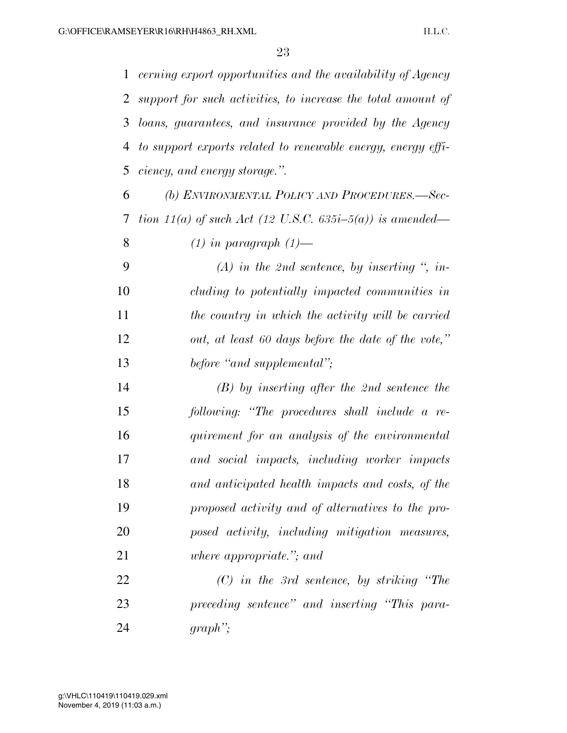*cerning export opportunities and the availability of Agency support for such activities, to increase the total amount of loans, guarantees, and insurance provided by the Agency to support exports related to renewable energy, energy efficiency, and energy storage.''.*

*(b) ENVIRONMENTAL POLICY AND PROCEDURES.—Section 11(a) of such Act (12 U.S.C. 635i–5(a)) is amended—*

*(1) in paragraph (1)—*

*(A) in the 2nd sentence, by inserting '', including to potentially impacted communities in the country in which the activity will be carried out, at least 60 days before the date of the vote,'' before ''and supplemental'';*

*(B) by inserting after the 2nd sentence the following: ''The procedures shall include a requirement for an analysis of the environmental and social impacts, including worker impacts and anticipated health impacts and costs, of the proposed activity and of alternatives to the proposed activity, including mitigation measures, where appropriate.''; and*

*(C) in the 3rd sentence, by striking ''The preceding sentence'' and inserting ''This paragraph'';*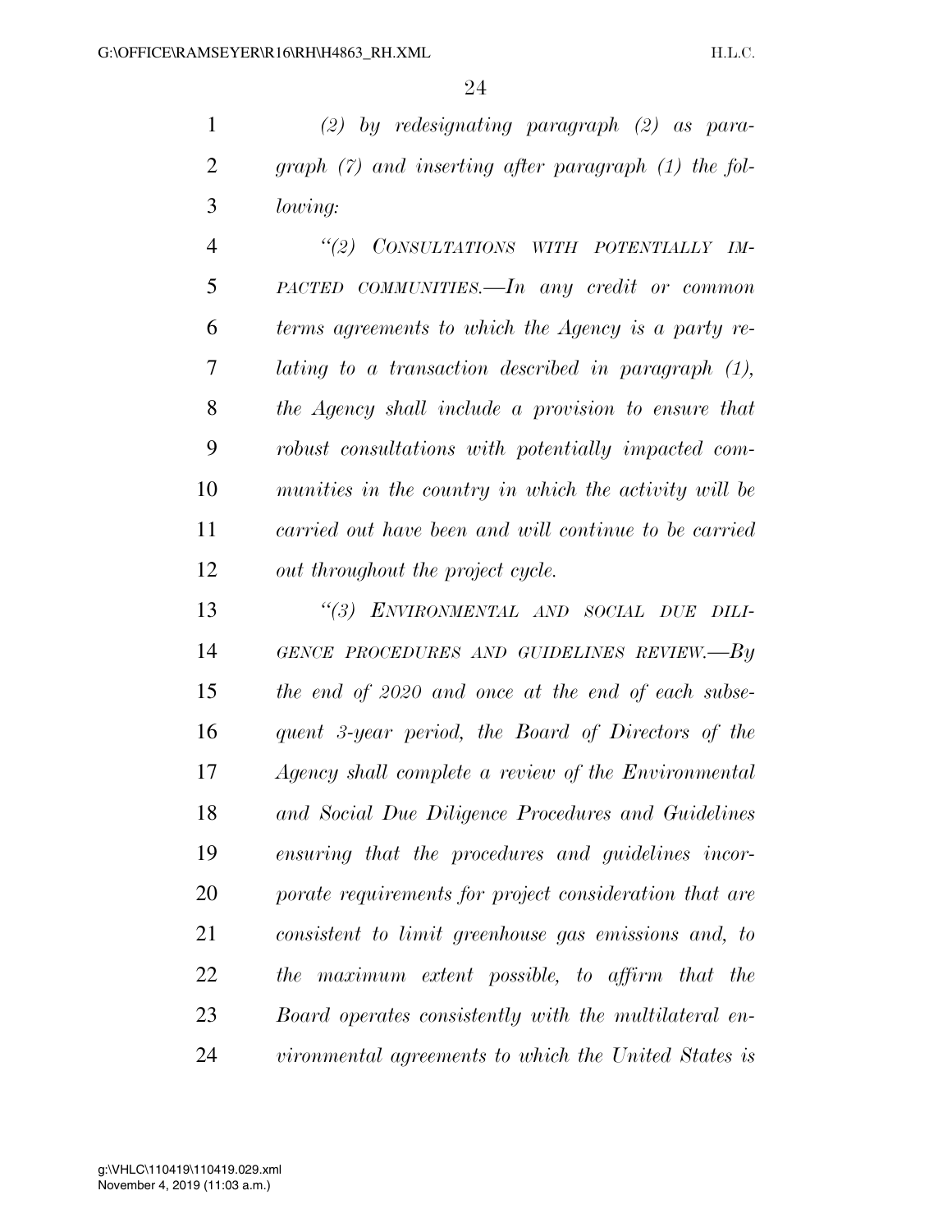*(2) by redesignating paragraph (2) as paragraph (7) and inserting after paragraph (1) the following:*

*"(2) CONSULTATIONS WITH POTENTIALLY IMPACTED COMMUNITIES.—In any credit or common terms agreements to which the Agency is a party relating to a transaction described in paragraph (1), the Agency shall include a provision to ensure that robust consultations with potentially impacted communities in the country in which the activity will be carried out have been and will continue to be carried out throughout the project cycle.*

*"(3) ENVIRONMENTAL AND SOCIAL DUE DILIGENCE PROCEDURES AND GUIDELINES REVIEW.—By the end of 2020 and once at the end of each subsequent 3-year period, the Board of Directors of the Agency shall complete a review of the Environmental and Social Due Diligence Procedures and Guidelines ensuring that the procedures and guidelines incorporate requirements for project consideration that are consistent to limit greenhouse gas emissions and, to the maximum extent possible, to affirm that the Board operates consistently with the multilateral environmental agreements to which the United States is*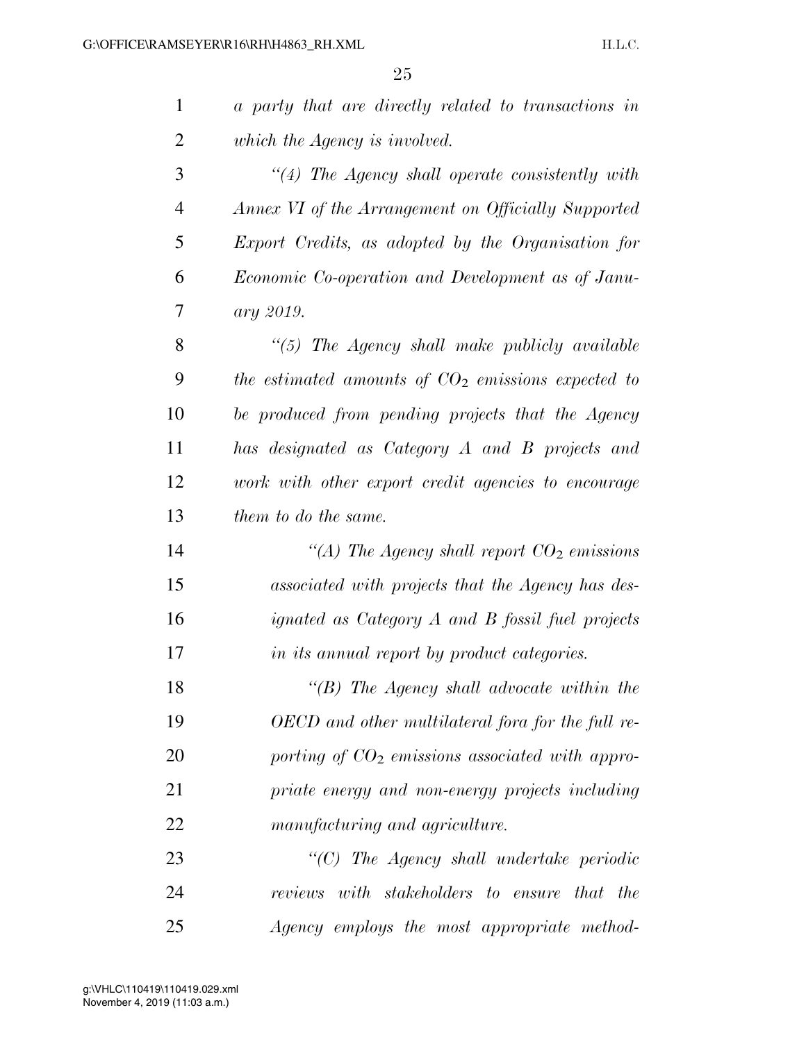*a party that are directly related to transactions in which the Agency is involved.*

*"(4) The Agency shall operate consistently with Annex VI of the Arrangement on Officially Supported Export Credits, as adopted by the Organisation for Economic Co-operation and Development as of January 2019.*

*"(5) The Agency shall make publicly available the estimated amounts of $CO_2$ emissions expected to be produced from pending projects that the Agency has designated as Category A and B projects and work with other export credit agencies to encourage them to do the same.*

*"(A) The Agency shall report $CO_2$ emissions associated with projects that the Agency has designated as Category A and B fossil fuel projects in its annual report by product categories.*

*"(B) The Agency shall advocate within the OECD and other multilateral fora for the full reporting of $CO_2$ emissions associated with appropriate energy and non-energy projects including manufacturing and agriculture.*

*"(C) The Agency shall undertake periodic reviews with stakeholders to ensure that the Agency employs the most appropriate method-*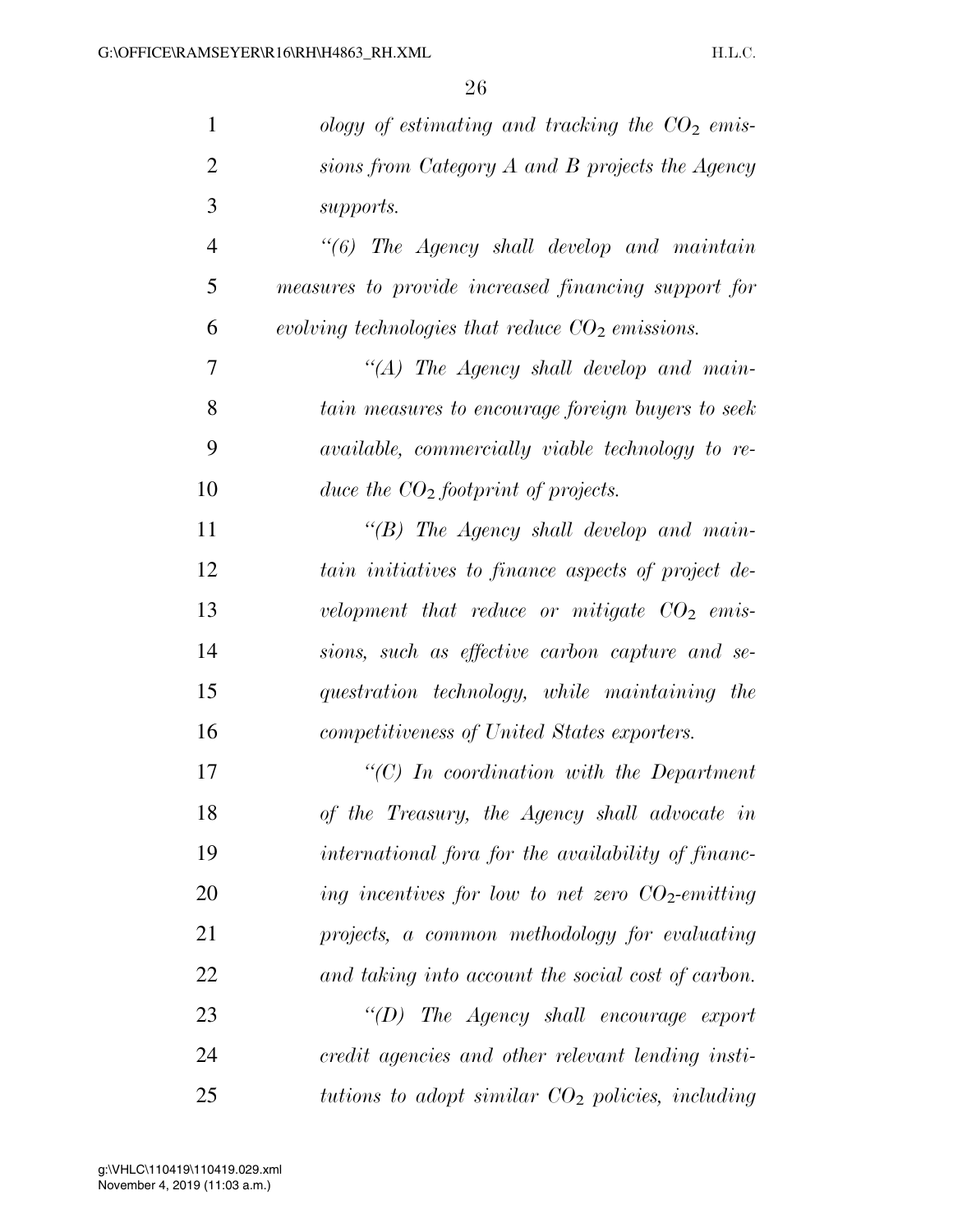*ology of estimating and tracking the $CO_2$ emissions from Category A and B projects the Agency supports.*

*"(6) The Agency shall develop and maintain measures to provide increased financing support for evolving technologies that reduce $CO_2$ emissions.*

*"(A) The Agency shall develop and maintain measures to encourage foreign buyers to seek available, commercially viable technology to reduce the $CO_2$ footprint of projects.*

*"(B) The Agency shall develop and maintain initiatives to finance aspects of project development that reduce or mitigate $CO_2$ emissions, such as effective carbon capture and sequestration technology, while maintaining the competitiveness of United States exporters.*

*"(C) In coordination with the Department of the Treasury, the Agency shall advocate in international fora for the availability of financing incentives for low to net zero $CO_2$-emitting projects, a common methodology for evaluating and taking into account the social cost of carbon.*

*"(D) The Agency shall encourage export credit agencies and other relevant lending institutions to adopt similar $CO_2$ policies, including*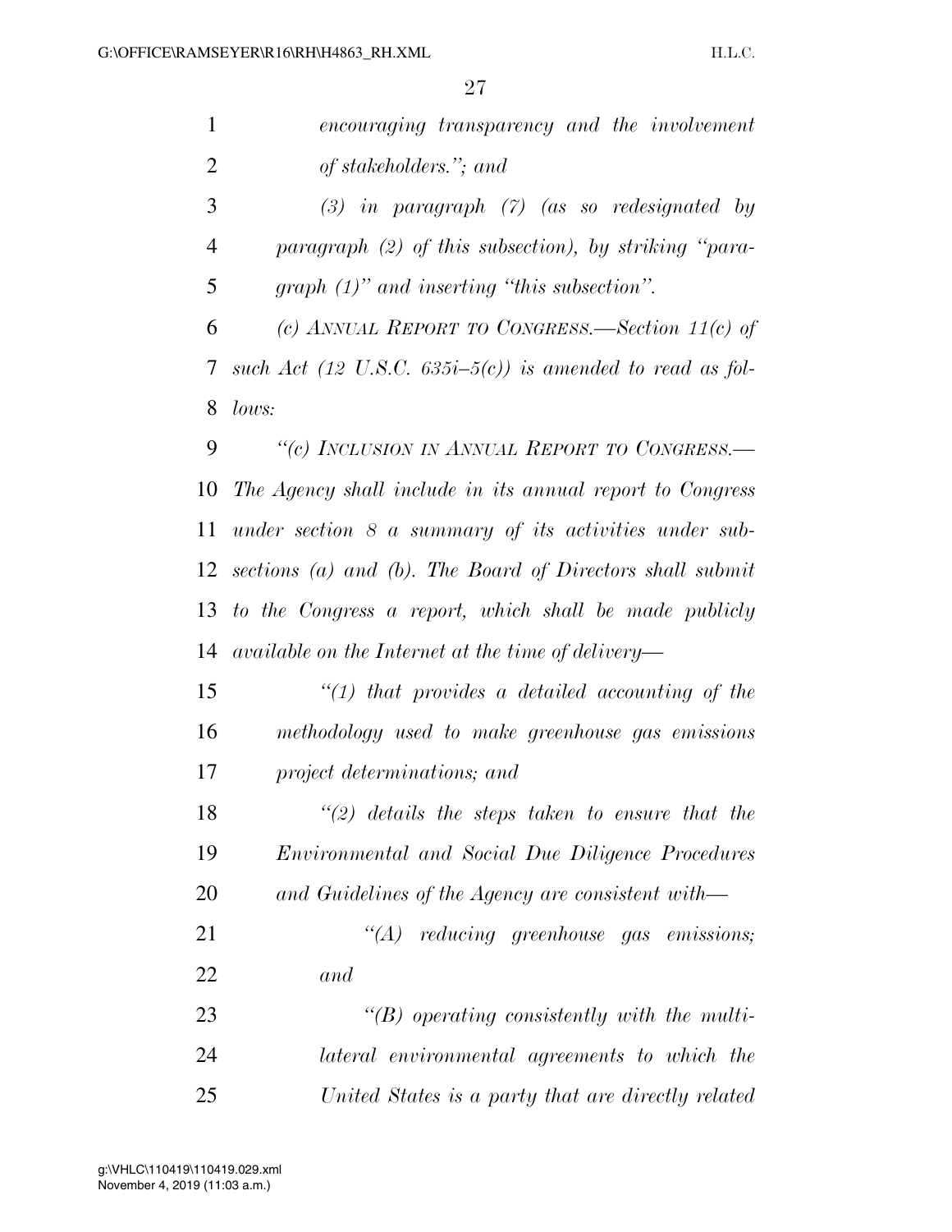*encouraging transparency and the involvement of stakeholders.''; and*

*(3) in paragraph (7) (as so redesignated by paragraph (2) of this subsection), by striking ''paragraph (1)'' and inserting ''this subsection''.*

*(c) ANNUAL REPORT TO CONGRESS.—Section 11(c) of such Act (12 U.S.C. 635i–5(c)) is amended to read as follows:*

*''(c) INCLUSION IN ANNUAL REPORT TO CONGRESS.—The Agency shall include in its annual report to Congress under section 8 a summary of its activities under subsections (a) and (b). The Board of Directors shall submit to the Congress a report, which shall be made publicly available on the Internet at the time of delivery—*

*''(1) that provides a detailed accounting of the methodology used to make greenhouse gas emissions project determinations; and*

*''(2) details the steps taken to ensure that the Environmental and Social Due Diligence Procedures and Guidelines of the Agency are consistent with—*

*''(A) reducing greenhouse gas emissions; and*

*''(B) operating consistently with the multilateral environmental agreements to which the United States is a party that are directly related*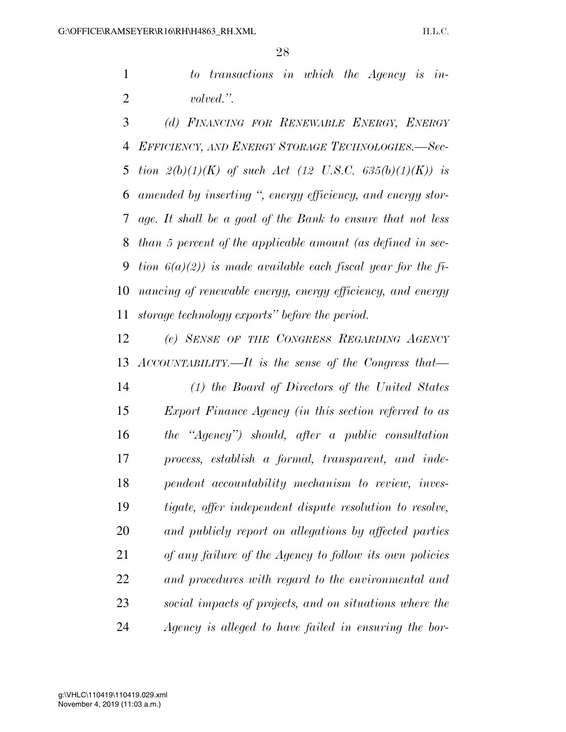*to transactions in which the Agency is involved.''.*

*(d) FINANCING FOR RENEWABLE ENERGY, ENERGY EFFICIENCY, AND ENERGY STORAGE TECHNOLOGIES.—Section 2(b)(1)(K) of such Act (12 U.S.C. 635(b)(1)(K)) is amended by inserting '', energy efficiency, and energy storage. It shall be a goal of the Bank to ensure that not less than 5 percent of the applicable amount (as defined in section 6(a)(2)) is made available each fiscal year for the financing of renewable energy, energy efficiency, and energy storage technology exports'' before the period.*

*(e) SENSE OF THE CONGRESS REGARDING AGENCY ACCOUNTABILITY.—It is the sense of the Congress that—*

*(1) the Board of Directors of the United States Export Finance Agency (in this section referred to as the ''Agency'') should, after a public consultation process, establish a formal, transparent, and independent accountability mechanism to review, investigate, offer independent dispute resolution to resolve, and publicly report on allegations by affected parties of any failure of the Agency to follow its own policies and procedures with regard to the environmental and social impacts of projects, and on situations where the Agency is alleged to have failed in ensuring the bor-*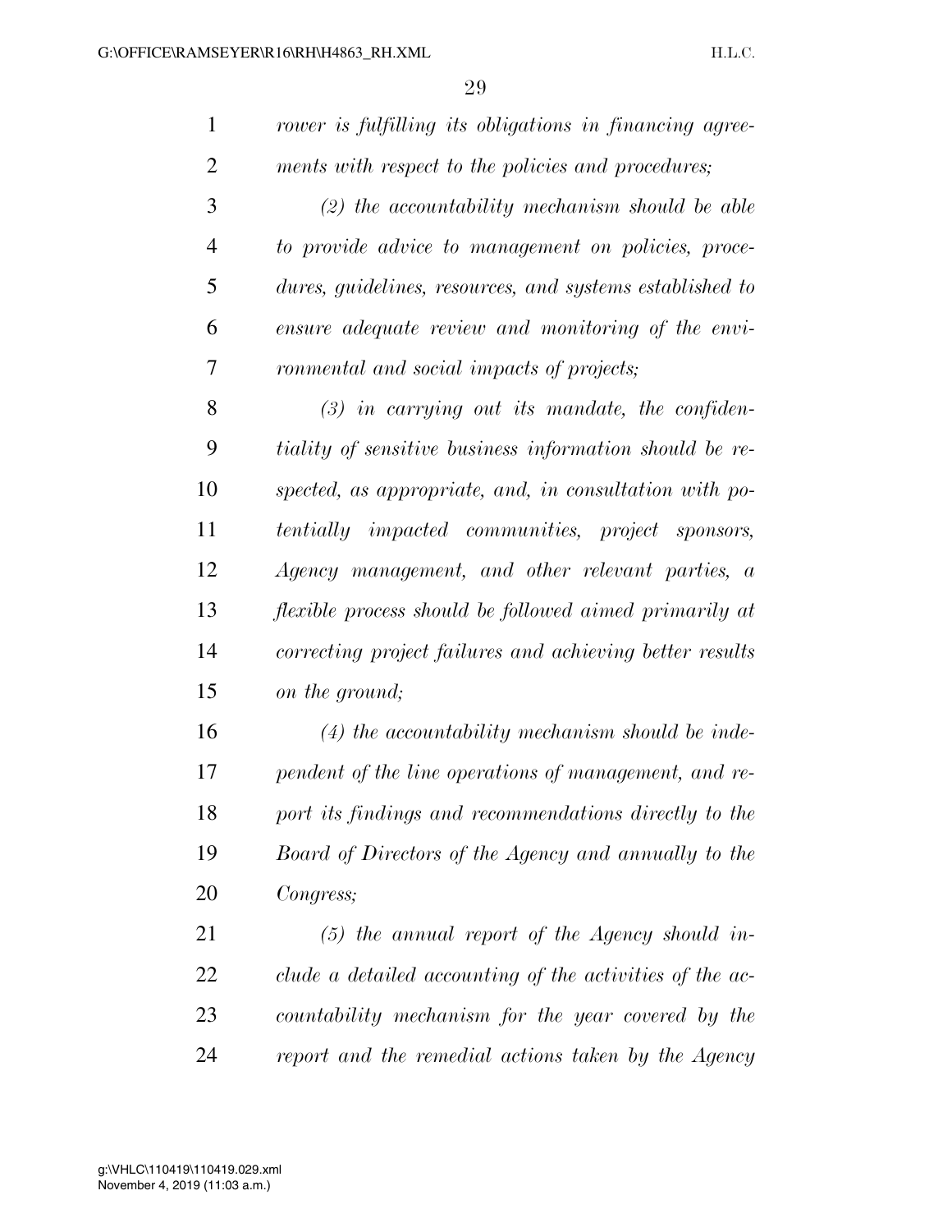*rower is fulfilling its obligations in financing agreements with respect to the policies and procedures;*

*(2) the accountability mechanism should be able to provide advice to management on policies, procedures, guidelines, resources, and systems established to ensure adequate review and monitoring of the environmental and social impacts of projects;*

*(3) in carrying out its mandate, the confidentiality of sensitive business information should be respected, as appropriate, and, in consultation with potentially impacted communities, project sponsors, Agency management, and other relevant parties, a flexible process should be followed aimed primarily at correcting project failures and achieving better results on the ground;*

*(4) the accountability mechanism should be independent of the line operations of management, and report its findings and recommendations directly to the Board of Directors of the Agency and annually to the Congress;*

*(5) the annual report of the Agency should include a detailed accounting of the activities of the accountability mechanism for the year covered by the report and the remedial actions taken by the Agency*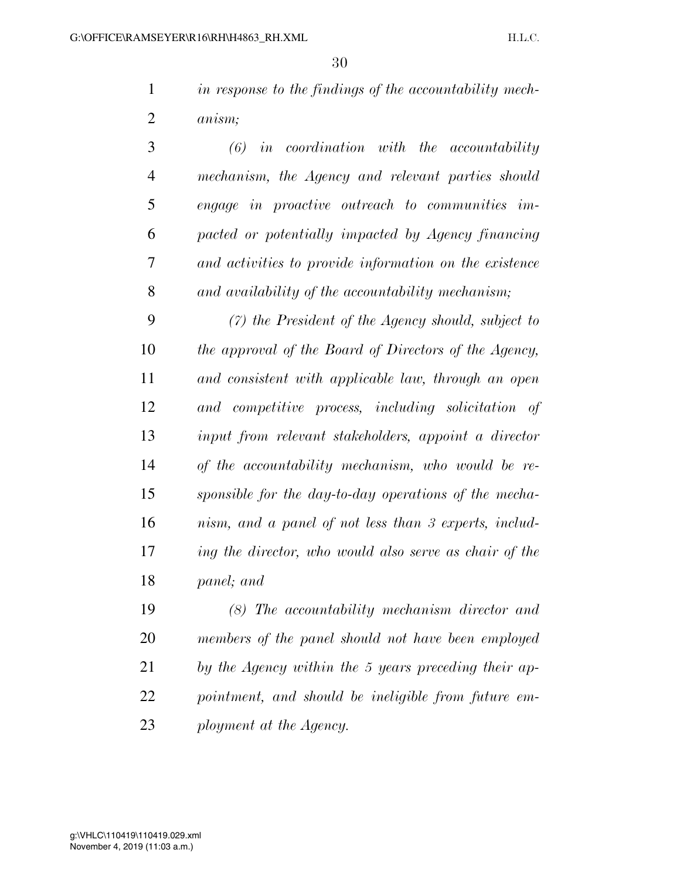*in response to the findings of the accountability mechanism;*

*(6) in coordination with the accountability mechanism, the Agency and relevant parties should engage in proactive outreach to communities impacted or potentially impacted by Agency financing and activities to provide information on the existence and availability of the accountability mechanism;*

*(7) the President of the Agency should, subject to the approval of the Board of Directors of the Agency, and consistent with applicable law, through an open and competitive process, including solicitation of input from relevant stakeholders, appoint a director of the accountability mechanism, who would be responsible for the day-to-day operations of the mechanism, and a panel of not less than 3 experts, including the director, who would also serve as chair of the panel; and*

*(8) The accountability mechanism director and members of the panel should not have been employed by the Agency within the 5 years preceding their appointment, and should be ineligible from future employment at the Agency.*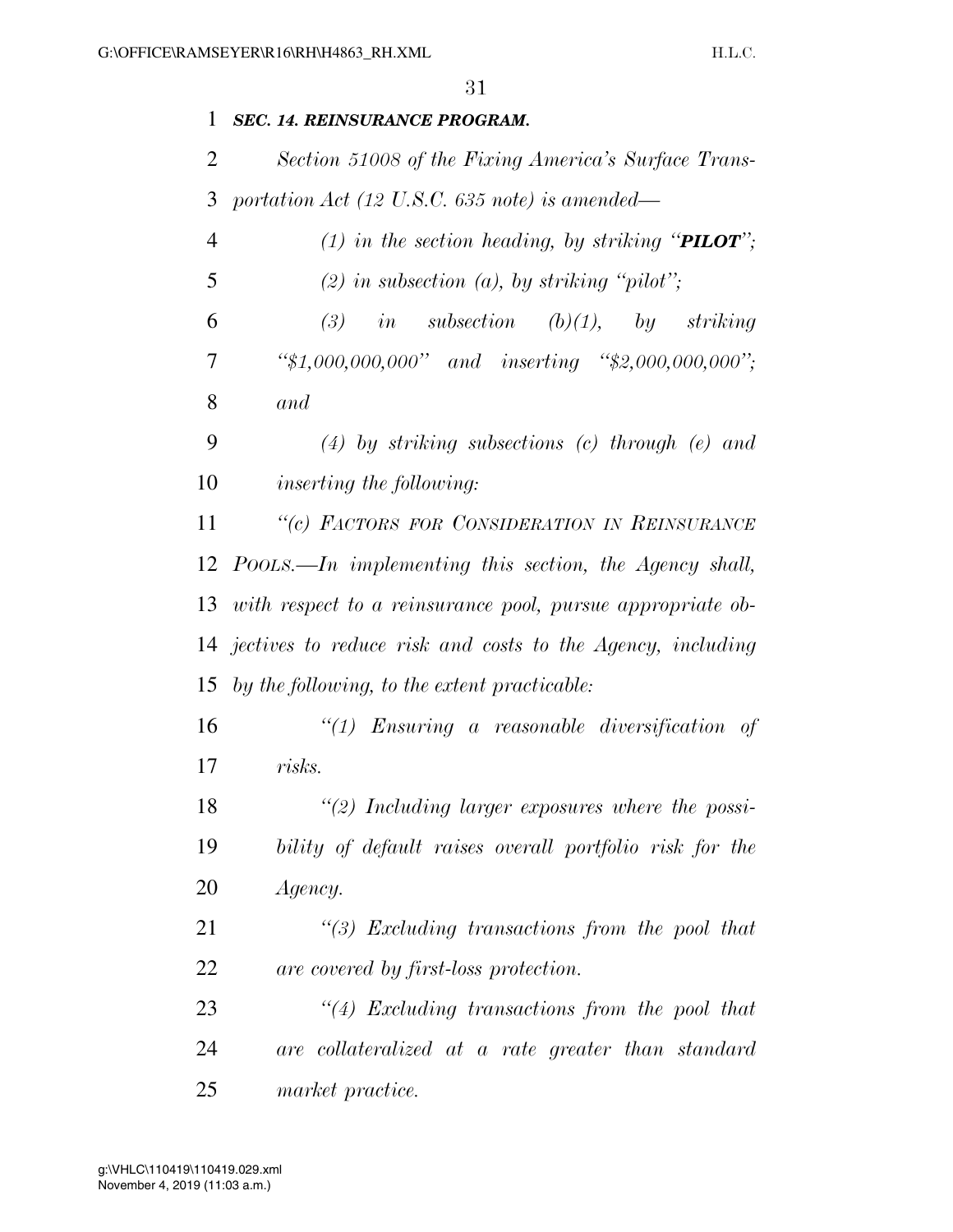***SEC. 14. REINSURANCE PROGRAM.***

*Section 51008 of the Fixing America's Surface Transportation Act (12 U.S.C. 635 note) is amended—*

*(1) in the section heading, by striking "**PILOT**";*

*(2) in subsection (a), by striking "pilot";*

*(3) in subsection (b)(1), by striking "$1,000,000,000" and inserting "$2,000,000,000"; and*

*(4) by striking subsections (c) through (e) and inserting the following:*

*"(c) FACTORS FOR CONSIDERATION IN REINSURANCE POOLS.—In implementing this section, the Agency shall, with respect to a reinsurance pool, pursue appropriate objectives to reduce risk and costs to the Agency, including by the following, to the extent practicable:*

*"(1) Ensuring a reasonable diversification of risks.*

*"(2) Including larger exposures where the possibility of default raises overall portfolio risk for the Agency.*

*"(3) Excluding transactions from the pool that are covered by first-loss protection.*

*"(4) Excluding transactions from the pool that are collateralized at a rate greater than standard market practice.*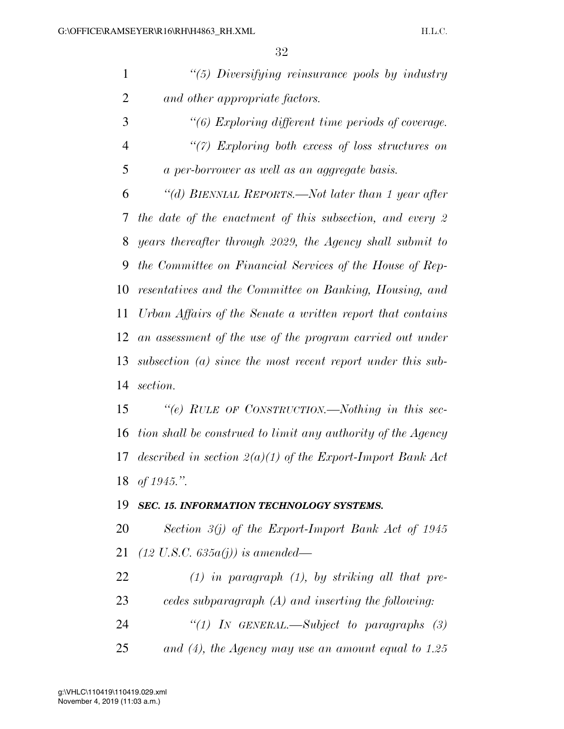*"(5) Diversifying reinsurance pools by industry and other appropriate factors.*

*"(6) Exploring different time periods of coverage.*

*"(7) Exploring both excess of loss structures on a per-borrower as well as an aggregate basis.*

*"(d) BIENNIAL REPORTS.—Not later than 1 year after the date of the enactment of this subsection, and every 2 years thereafter through 2029, the Agency shall submit to the Committee on Financial Services of the House of Representatives and the Committee on Banking, Housing, and Urban Affairs of the Senate a written report that contains an assessment of the use of the program carried out under subsection (a) since the most recent report under this subsection.*

*"(e) RULE OF CONSTRUCTION.—Nothing in this section shall be construed to limit any authority of the Agency described in section 2(a)(1) of the Export-Import Bank Act of 1945.".*

***SEC. 15. INFORMATION TECHNOLOGY SYSTEMS.***

*Section 3(j) of the Export-Import Bank Act of 1945 (12 U.S.C. 635a(j)) is amended—*

*(1) in paragraph (1), by striking all that precedes subparagraph (A) and inserting the following:*

*"(1) IN GENERAL.—Subject to paragraphs (3) and (4), the Agency may use an amount equal to 1.25*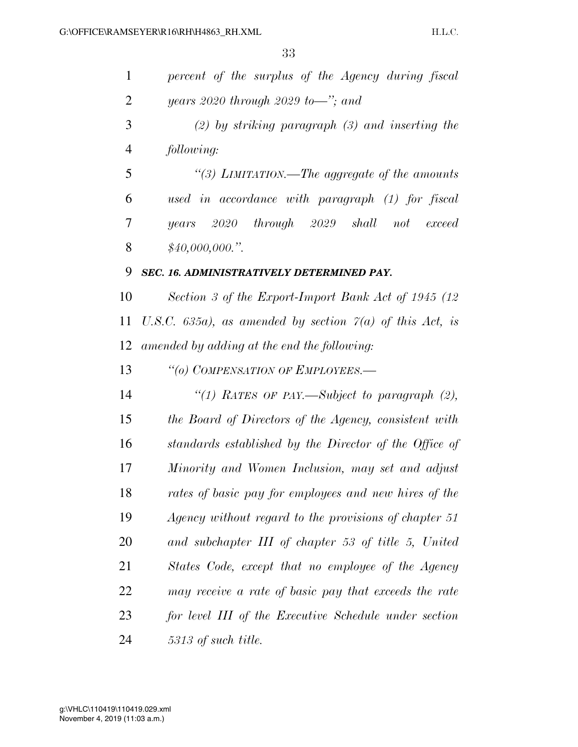*percent of the surplus of the Agency during fiscal years 2020 through 2029 to—''; and*

*(2) by striking paragraph (3) and inserting the following:*

*''(3) LIMITATION.—The aggregate of the amounts used in accordance with paragraph (1) for fiscal years 2020 through 2029 shall not exceed $40,000,000.''.*

***SEC. 16. ADMINISTRATIVELY DETERMINED PAY.***

*Section 3 of the Export-Import Bank Act of 1945 (12 U.S.C. 635a), as amended by section 7(a) of this Act, is amended by adding at the end the following:*

*''(o) COMPENSATION OF EMPLOYEES.—*

*''(1) RATES OF PAY.—Subject to paragraph (2), the Board of Directors of the Agency, consistent with standards established by the Director of the Office of Minority and Women Inclusion, may set and adjust rates of basic pay for employees and new hires of the Agency without regard to the provisions of chapter 51 and subchapter III of chapter 53 of title 5, United States Code, except that no employee of the Agency may receive a rate of basic pay that exceeds the rate for level III of the Executive Schedule under section 5313 of such title.*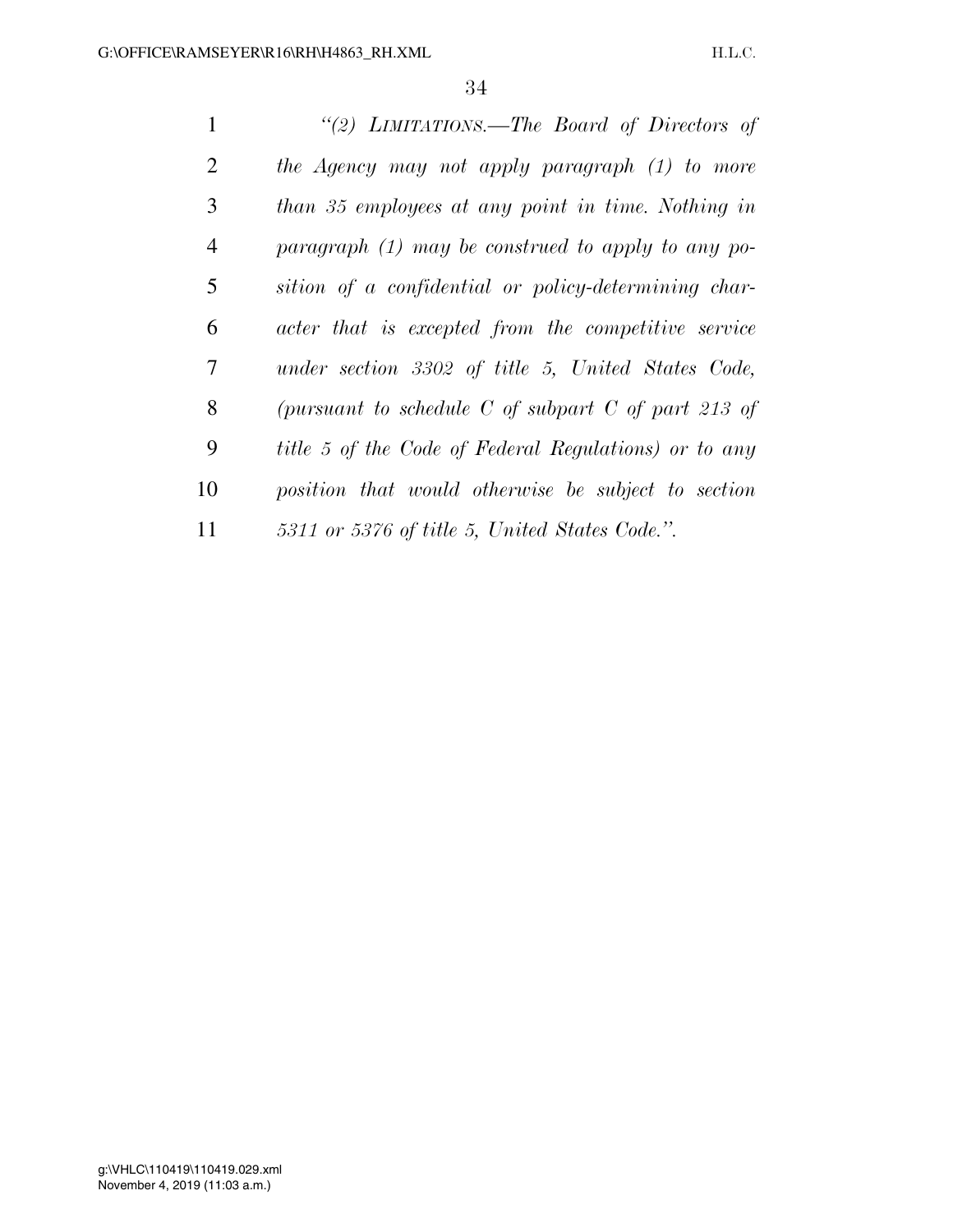*"(2) LIMITATIONS.—The Board of Directors of the Agency may not apply paragraph (1) to more than 35 employees at any point in time. Nothing in paragraph (1) may be construed to apply to any position of a confidential or policy-determining character that is excepted from the competitive service under section 3302 of title 5, United States Code, (pursuant to schedule C of subpart C of part 213 of title 5 of the Code of Federal Regulations) or to any position that would otherwise be subject to section 5311 or 5376 of title 5, United States Code.".*